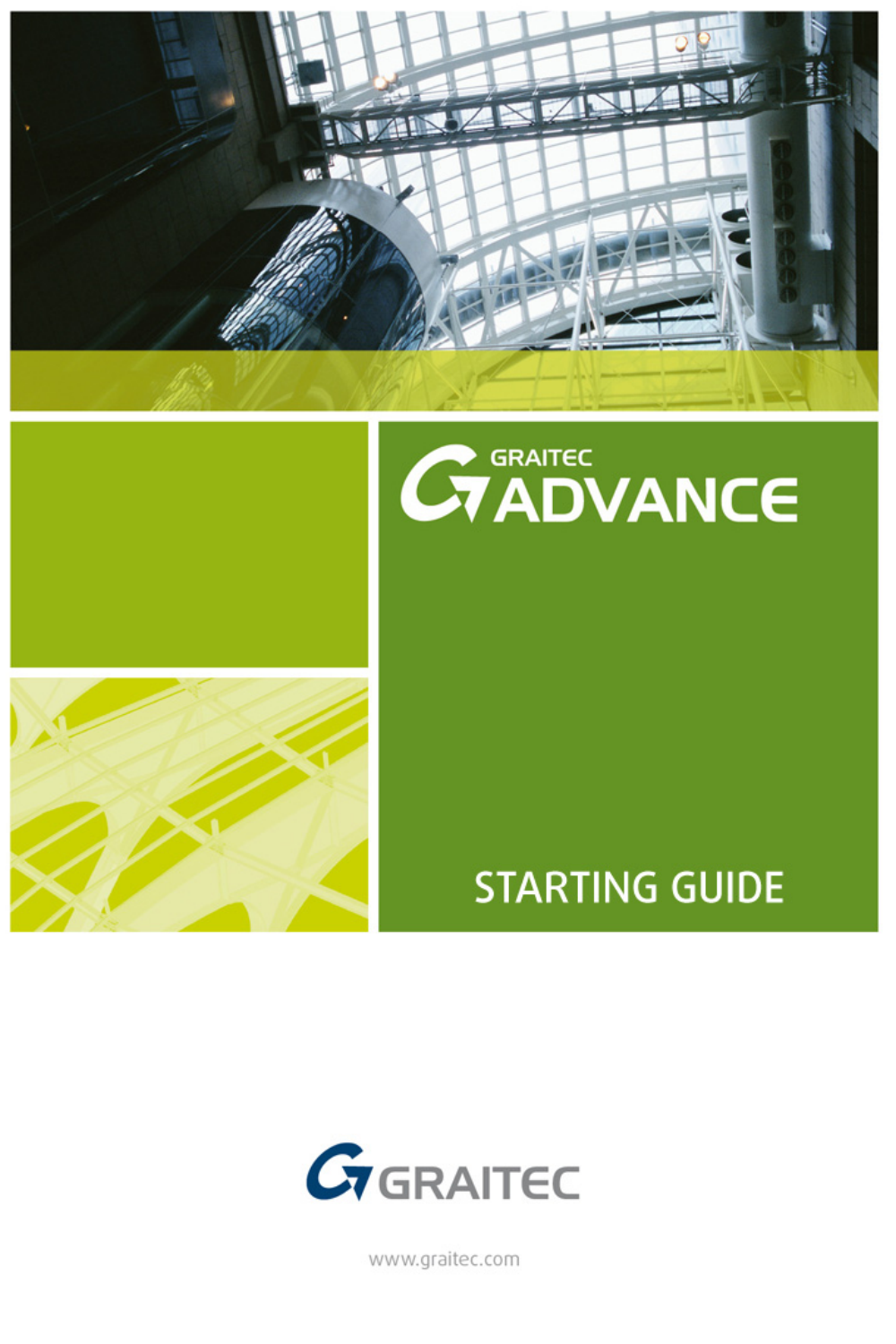# GRAITEC ADVANCE

## STARTING GUIDE

GRAITEC

www.graitec.com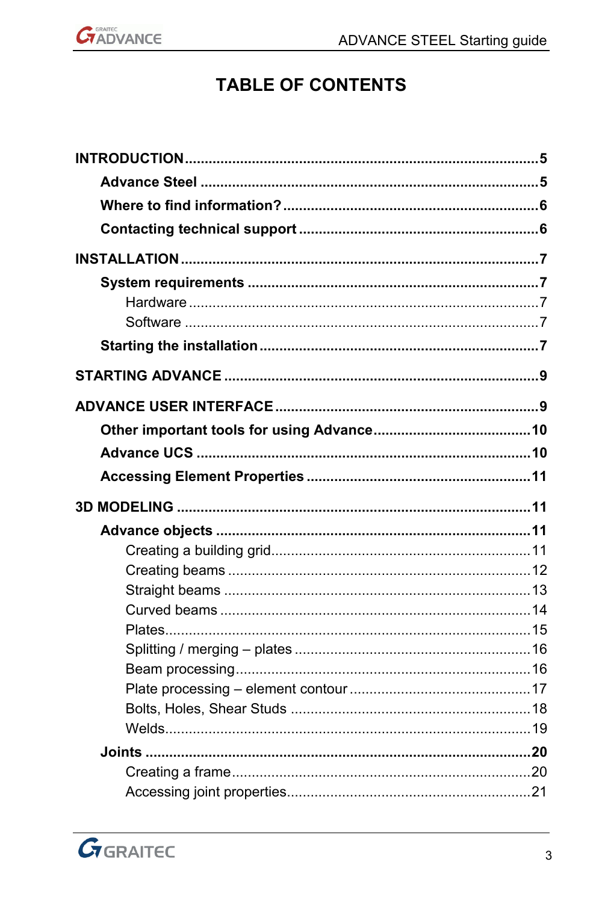# TABLE OF CONTENTS

**INTRODUCTION** .......................................................................... **5**

- **Advance Steel** ..................................................................... **5**
- **Where to find information?** ................................................... **6**
- **Contacting technical support** ............................................... **6**

**INSTALLATION** ........................................................................... **7**

- **System requirements** ............................................................ **7**
  - Hardware ........................................................................... 7
  - Software ............................................................................ 7
- **Starting the installation** ....................................................... **7**

**STARTING ADVANCE** ................................................................. **9**

**ADVANCE USER INTERFACE** ..................................................... **9**

- **Other important tools for using Advance** ................................ **10**
- **Advance UCS** ....................................................................... **10**
- **Accessing Element Properties** ............................................... **11**

**3D MODELING** ........................................................................... **11**

- **Advance objects** ................................................................... **11**
  - Creating a building grid ...................................................... 11
  - Creating beams ................................................................. 12
  - Straight beams .................................................................. 13
  - Curved beams ................................................................... 14
  - Plates ............................................................................... 15
  - Splitting / merging – plates ................................................ 16
  - Beam processing ............................................................... 16
  - Plate processing – element contour .................................... 17
  - Bolts, Holes, Shear Studs ................................................... 18
  - Welds ............................................................................... 19
- **Joints** ................................................................................... **20**
  - Creating a frame ................................................................ 20
  - Accessing joint properties ................................................... 21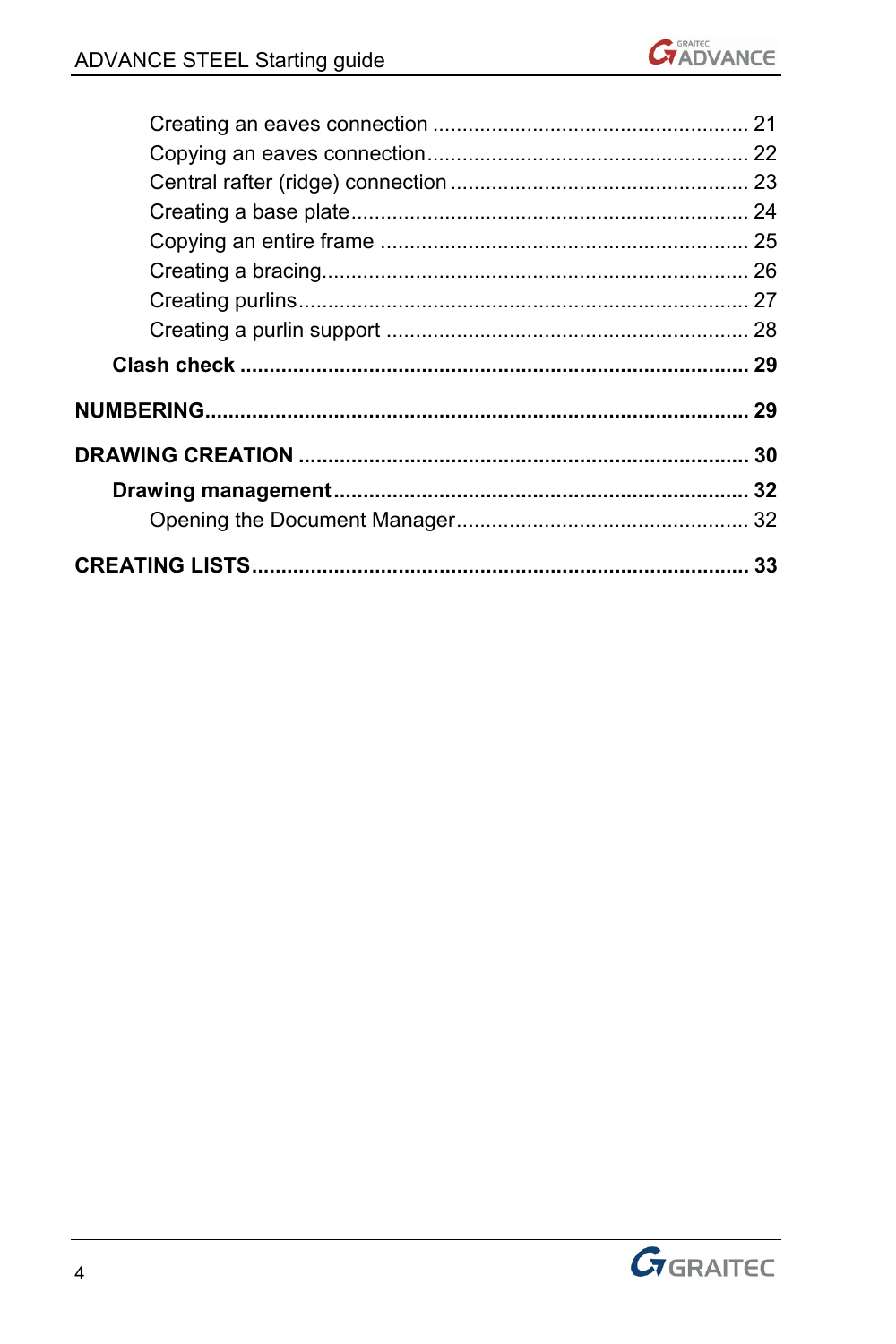Creating an eaves connection ...................................................... 21
Copying an eaves connection....................................................... 22
Central rafter (ridge) connection .................................................. 23
Creating a base plate.................................................................... 24
Copying an entire frame .............................................................. 25
Creating a bracing......................................................................... 26
Creating purlins............................................................................. 27
Creating a purlin support ............................................................. 28

**Clash check ...................................................................................... 29**

**NUMBERING.......................................................................................... 29**

**DRAWING CREATION ............................................................................ 30**

**Drawing management....................................................................... 32**

Opening the Document Manager.................................................. 32

**CREATING LISTS.................................................................................... 33**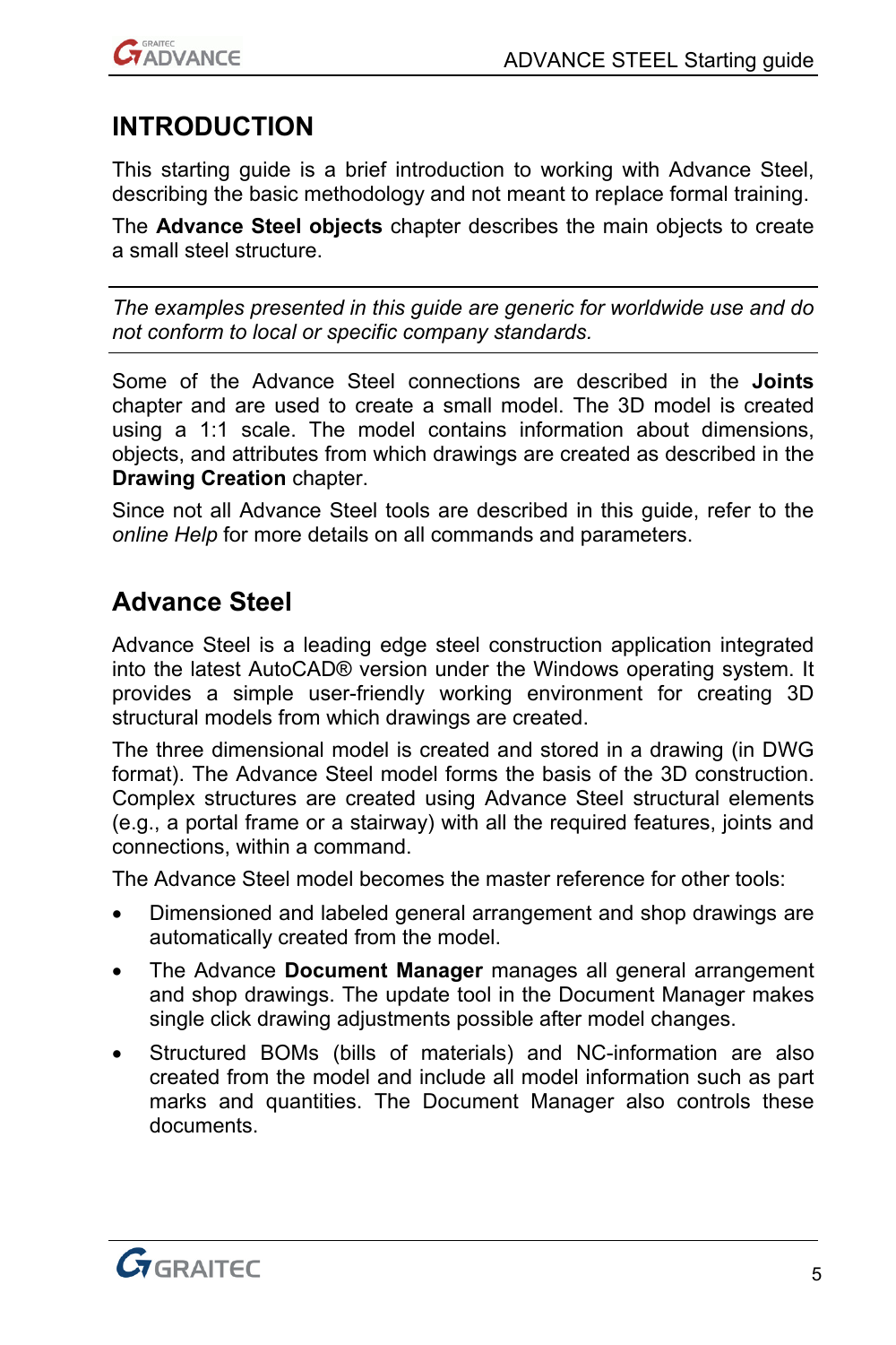# INTRODUCTION

This starting guide is a brief introduction to working with Advance Steel, describing the basic methodology and not meant to replace formal training.

The **Advance Steel objects** chapter describes the main objects to create a small steel structure.

---

*The examples presented in this guide are generic for worldwide use and do not conform to local or specific company standards.*

---

Some of the Advance Steel connections are described in the **Joints** chapter and are used to create a small model. The 3D model is created using a 1:1 scale. The model contains information about dimensions, objects, and attributes from which drawings are created as described in the **Drawing Creation** chapter.

Since not all Advance Steel tools are described in this guide, refer to the *online Help* for more details on all commands and parameters.

## Advance Steel

Advance Steel is a leading edge steel construction application integrated into the latest AutoCAD® version under the Windows operating system. It provides a simple user-friendly working environment for creating 3D structural models from which drawings are created.

The three dimensional model is created and stored in a drawing (in DWG format). The Advance Steel model forms the basis of the 3D construction. Complex structures are created using Advance Steel structural elements (e.g., a portal frame or a stairway) with all the required features, joints and connections, within a command.

The Advance Steel model becomes the master reference for other tools:

- Dimensioned and labeled general arrangement and shop drawings are automatically created from the model.
- The Advance **Document Manager** manages all general arrangement and shop drawings. The update tool in the Document Manager makes single click drawing adjustments possible after model changes.
- Structured BOMs (bills of materials) and NC-information are also created from the model and include all model information such as part marks and quantities. The Document Manager also controls these documents.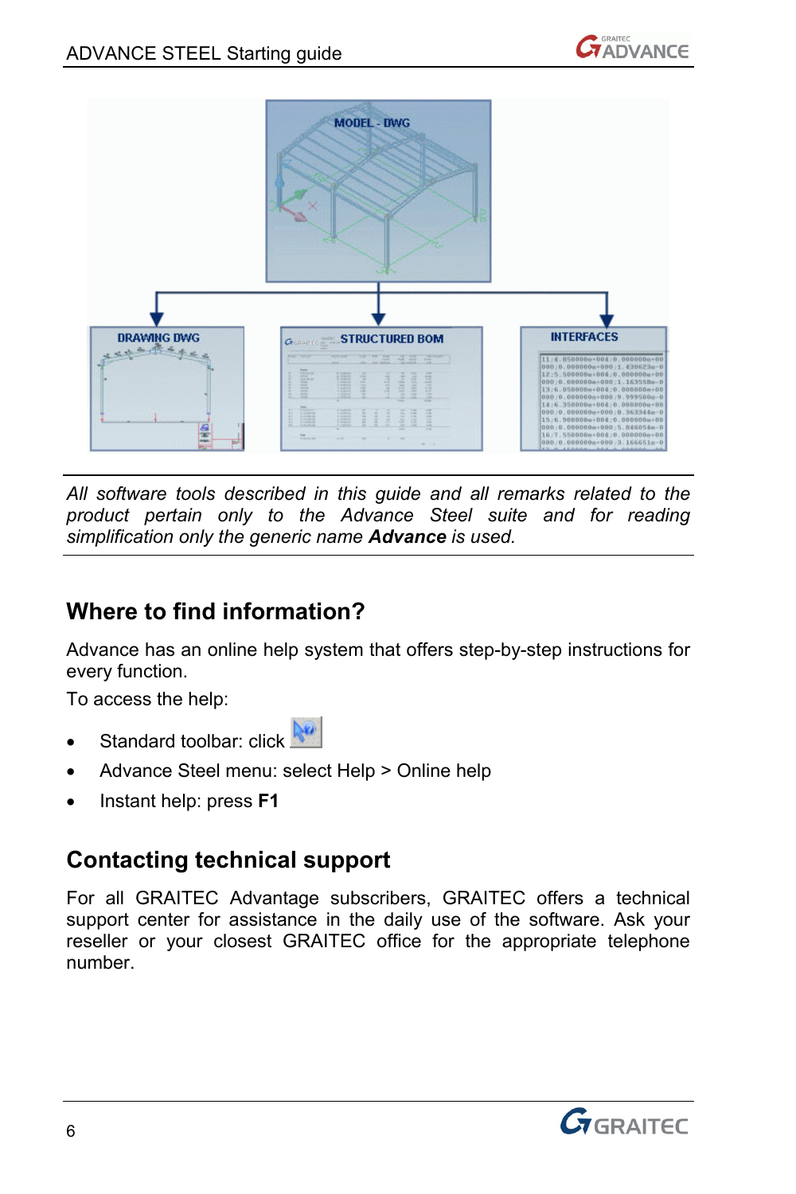*All software tools described in this guide and all remarks related to the product pertain only to the Advance Steel suite and for reading simplification only the generic name* ***Advance*** *is used.*

## Where to find information?

Advance has an online help system that offers step-by-step instructions for every function.

To access the help:

- Standard toolbar: click
- Advance Steel menu: select Help > Online help
- Instant help: press **F1**

## Contacting technical support

For all GRAITEC Advantage subscribers, GRAITEC offers a technical support center for assistance in the daily use of the software. Ask your reseller or your closest GRAITEC office for the appropriate telephone number.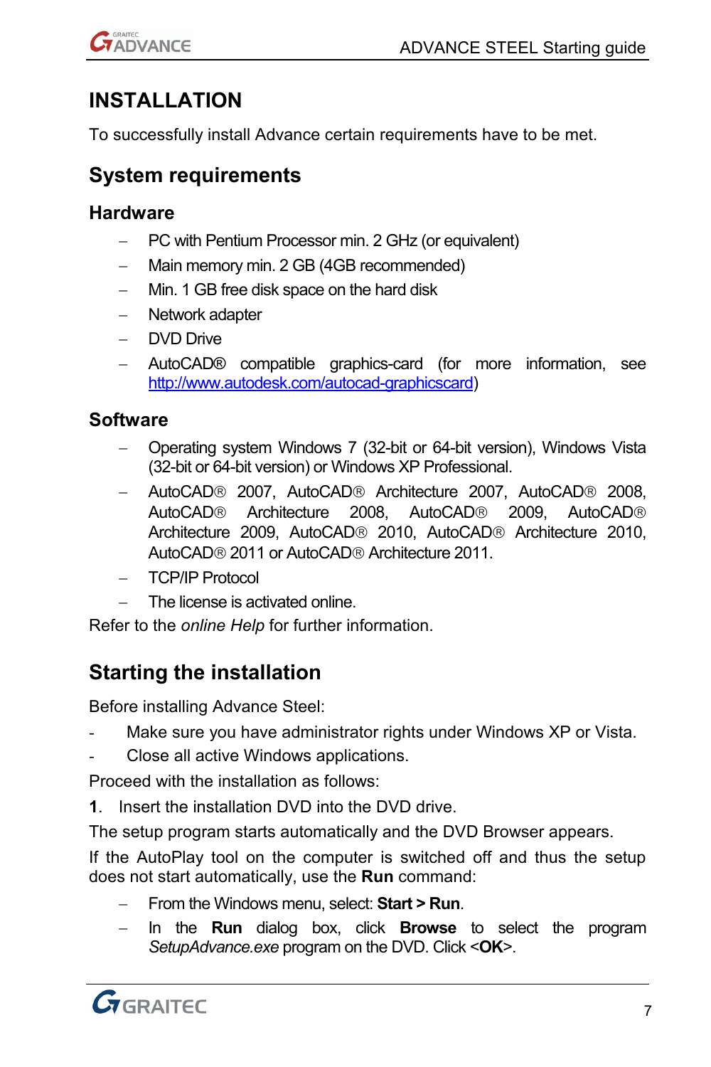# INSTALLATION

To successfully install Advance certain requirements have to be met.

## System requirements

### Hardware

- PC with Pentium Processor min. 2 GHz (or equivalent)
- Main memory min. 2 GB (4GB recommended)
- Min. 1 GB free disk space on the hard disk
- Network adapter
- DVD Drive
- AutoCAD® compatible graphics-card (for more information, see http://www.autodesk.com/autocad-graphicscard)

### Software

- Operating system Windows 7 (32-bit or 64-bit version), Windows Vista (32-bit or 64-bit version) or Windows XP Professional.
- AutoCAD® 2007, AutoCAD® Architecture 2007, AutoCAD® 2008, AutoCAD® Architecture 2008, AutoCAD® 2009, AutoCAD® Architecture 2009, AutoCAD® 2010, AutoCAD® Architecture 2010, AutoCAD® 2011 or AutoCAD® Architecture 2011.
- TCP/IP Protocol
- The license is activated online.

Refer to the *online Help* for further information.

## Starting the installation

Before installing Advance Steel:

- Make sure you have administrator rights under Windows XP or Vista.
- Close all active Windows applications.

Proceed with the installation as follows:

**1**. Insert the installation DVD into the DVD drive.

The setup program starts automatically and the DVD Browser appears.

If the AutoPlay tool on the computer is switched off and thus the setup does not start automatically, use the **Run** command:

- From the Windows menu, select: **Start > Run**.
- In the **Run** dialog box, click **Browse** to select the program *SetupAdvance.exe* program on the DVD. Click <**OK**>.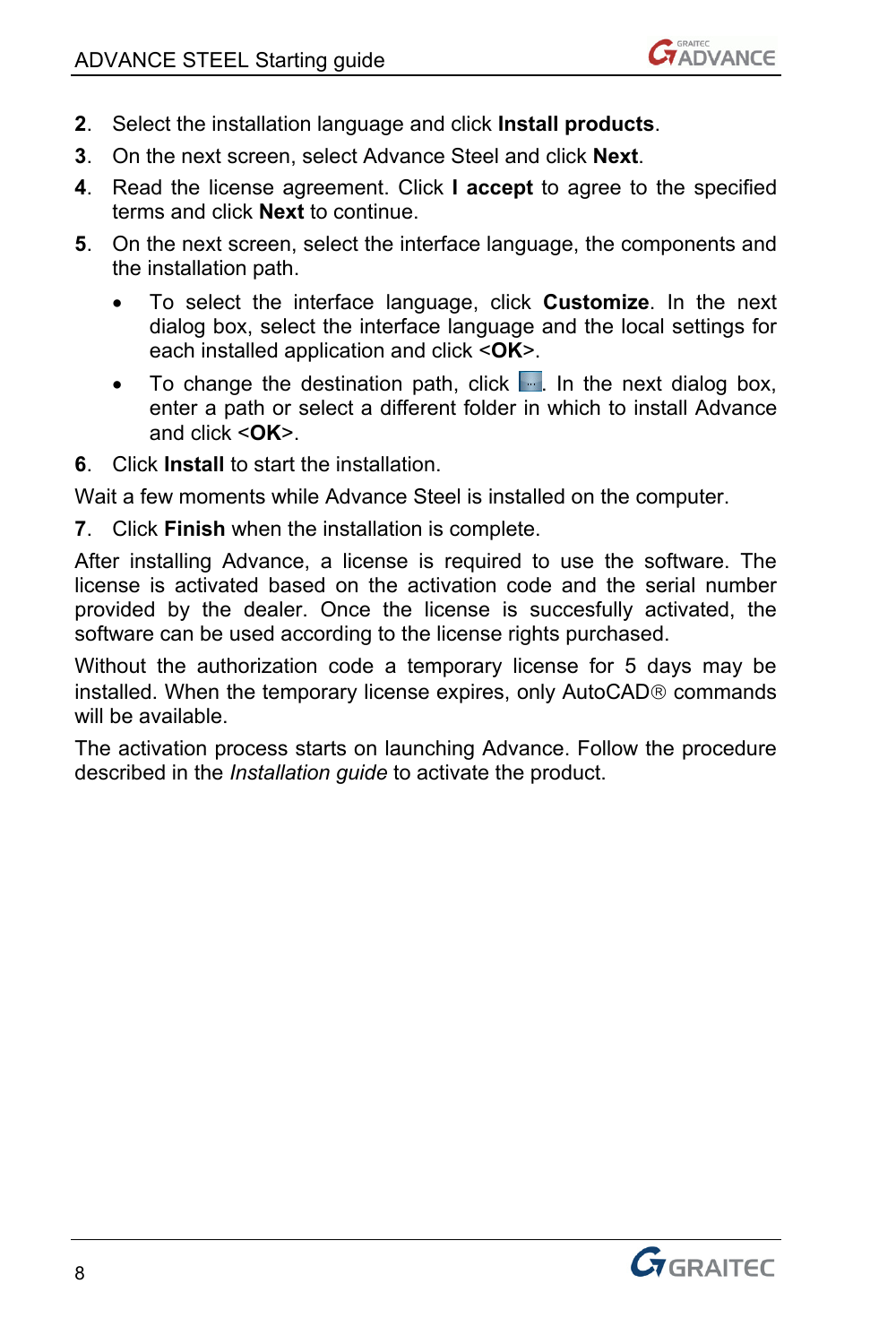2. Select the installation language and click **Install products**.
3. On the next screen, select Advance Steel and click **Next**.
4. Read the license agreement. Click **I accept** to agree to the specified terms and click **Next** to continue.
5. On the next screen, select the interface language, the components and the installation path.
   - To select the interface language, click **Customize**. In the next dialog box, select the interface language and the local settings for each installed application and click <**OK**>.
   - To change the destination path, click . In the next dialog box, enter a path or select a different folder in which to install Advance and click <**OK**>.
6. Click **Install** to start the installation.

Wait a few moments while Advance Steel is installed on the computer.

7. Click **Finish** when the installation is complete.

After installing Advance, a license is required to use the software. The license is activated based on the activation code and the serial number provided by the dealer. Once the license is succesfully activated, the software can be used according to the license rights purchased.

Without the authorization code a temporary license for 5 days may be installed. When the temporary license expires, only AutoCAD® commands will be available.

The activation process starts on launching Advance. Follow the procedure described in the *Installation guide* to activate the product.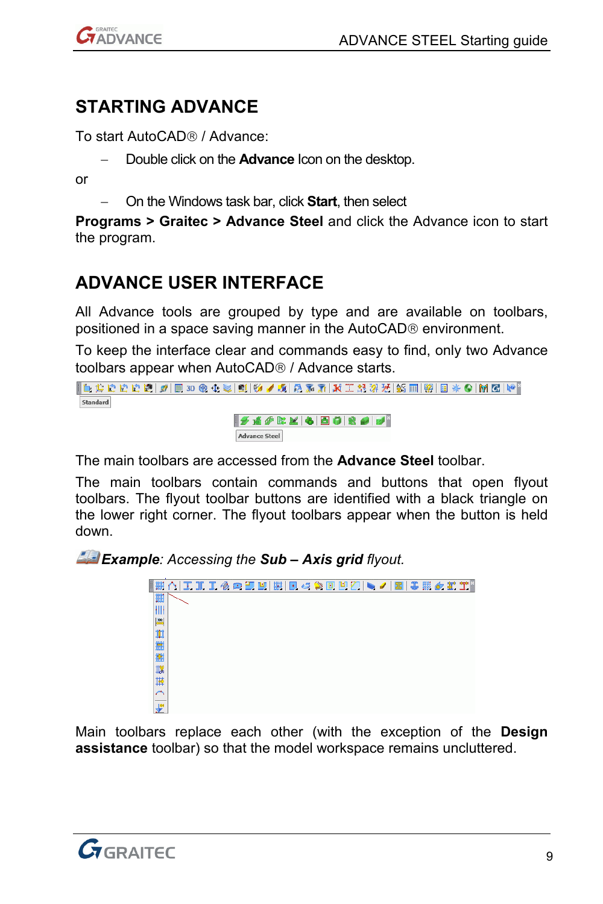## STARTING ADVANCE

To start AutoCAD® / Advance:

- Double click on the **Advance** Icon on the desktop.

or

- On the Windows task bar, click **Start**, then select

**Programs > Graitec > Advance Steel** and click the Advance icon to start the program.

## ADVANCE USER INTERFACE

All Advance tools are grouped by type and are available on toolbars, positioned in a space saving manner in the AutoCAD® environment.

To keep the interface clear and commands easy to find, only two Advance toolbars appear when AutoCAD® / Advance starts.

Standard

Advance Steel

The main toolbars are accessed from the **Advance Steel** toolbar.

The main toolbars contain commands and buttons that open flyout toolbars. The flyout toolbar buttons are identified with a black triangle on the lower right corner. The flyout toolbars appear when the button is held down.

***Example**: Accessing the **Sub – Axis grid** flyout.*

Main toolbars replace each other (with the exception of the **Design assistance** toolbar) so that the model workspace remains uncluttered.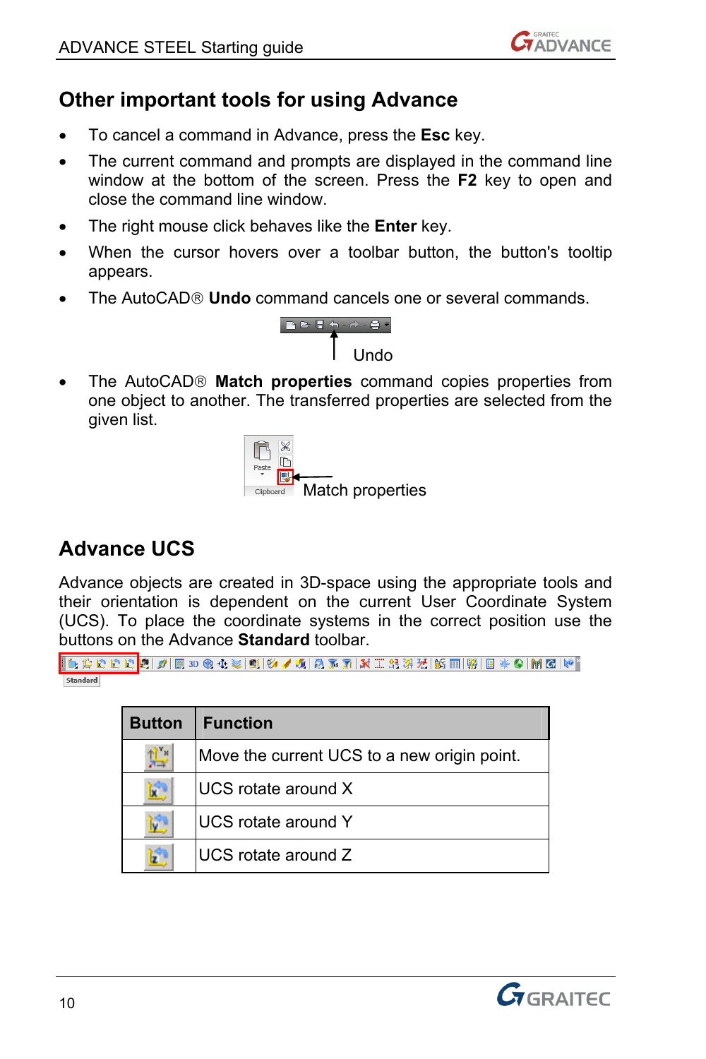## Other important tools for using Advance

- To cancel a command in Advance, press the **Esc** key.
- The current command and prompts are displayed in the command line window at the bottom of the screen. Press the **F2** key to open and close the command line window.
- The right mouse click behaves like the **Enter** key.
- When the cursor hovers over a toolbar button, the button's tooltip appears.
- The AutoCAD® **Undo** command cancels one or several commands.

Undo

- The AutoCAD® **Match properties** command copies properties from one object to another. The transferred properties are selected from the given list.

Paste
Clipboard
Match properties

## Advance UCS

Advance objects are created in 3D-space using the appropriate tools and their orientation is dependent on the current User Coordinate System (UCS). To place the coordinate systems in the correct position use the buttons on the Advance **Standard** toolbar.

Standard

| Button | Function |
|---|---|
| | Move the current UCS to a new origin point. |
| | UCS rotate around X |
| | UCS rotate around Y |
| | UCS rotate around Z |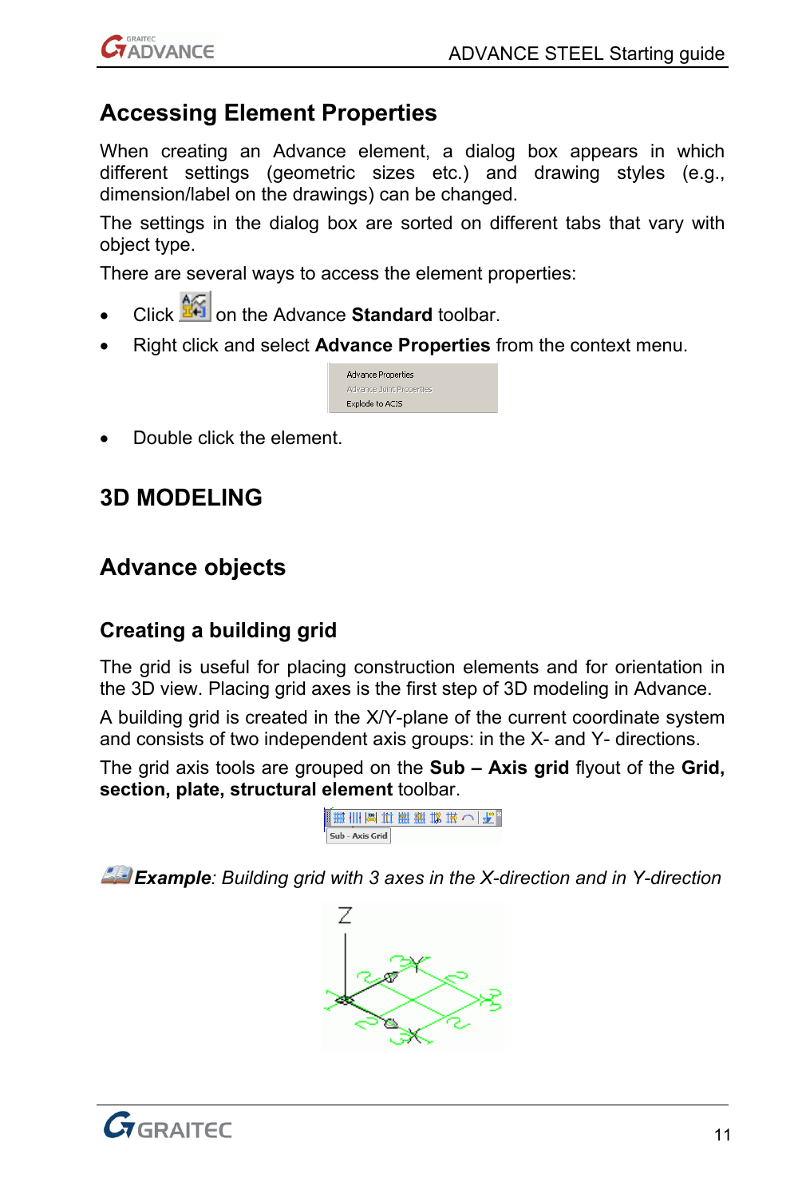## Accessing Element Properties

When creating an Advance element, a dialog box appears in which different settings (geometric sizes etc.) and drawing styles (e.g., dimension/label on the drawings) can be changed.

The settings in the dialog box are sorted on different tabs that vary with object type.

There are several ways to access the element properties:

- Click on the Advance **Standard** toolbar.
- Right click and select **Advance Properties** from the context menu.

Advance Properties
Advance Joint Properties
Explode to ACIS

- Double click the element.

# 3D MODELING

## Advance objects

### Creating a building grid

The grid is useful for placing construction elements and for orientation in the 3D view. Placing grid axes is the first step of 3D modeling in Advance.

A building grid is created in the X/Y-plane of the current coordinate system and consists of two independent axis groups: in the X- and Y- directions.

The grid axis tools are grouped on the **Sub – Axis grid** flyout of the **Grid, section, plate, structural element** toolbar.

Sub - Axis Grid

***Example**: Building grid with 3 axes in the X-direction and in Y-direction*

Z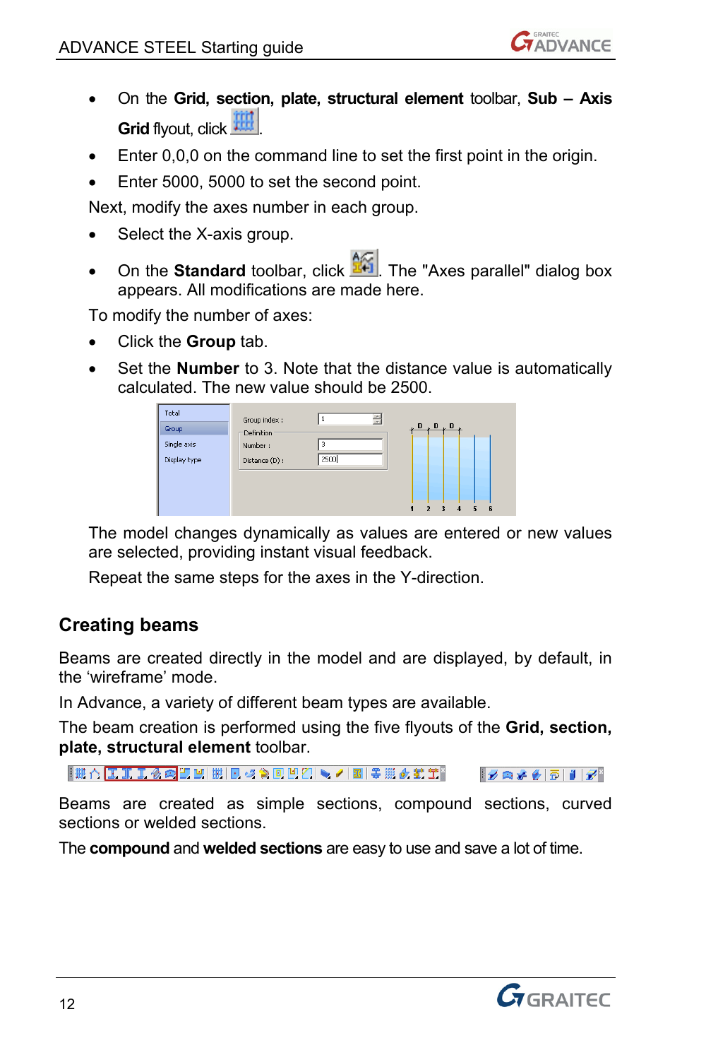- On the **Grid, section, plate, structural element** toolbar, **Sub – Axis Grid** flyout, click .
- Enter 0,0,0 on the command line to set the first point in the origin.
- Enter 5000, 5000 to set the second point.

Next, modify the axes number in each group.

- Select the X-axis group.
- On the **Standard** toolbar, click . The "Axes parallel" dialog box appears. All modifications are made here.

To modify the number of axes:

- Click the **Group** tab.
- Set the **Number** to 3. Note that the distance value is automatically calculated. The new value should be 2500.

The model changes dynamically as values are entered or new values are selected, providing instant visual feedback.

Repeat the same steps for the axes in the Y-direction.

## Creating beams

Beams are created directly in the model and are displayed, by default, in the 'wireframe' mode.

In Advance, a variety of different beam types are available.

The beam creation is performed using the five flyouts of the **Grid, section, plate, structural element** toolbar.

Beams are created as simple sections, compound sections, curved sections or welded sections.

The **compound** and **welded sections** are easy to use and save a lot of time.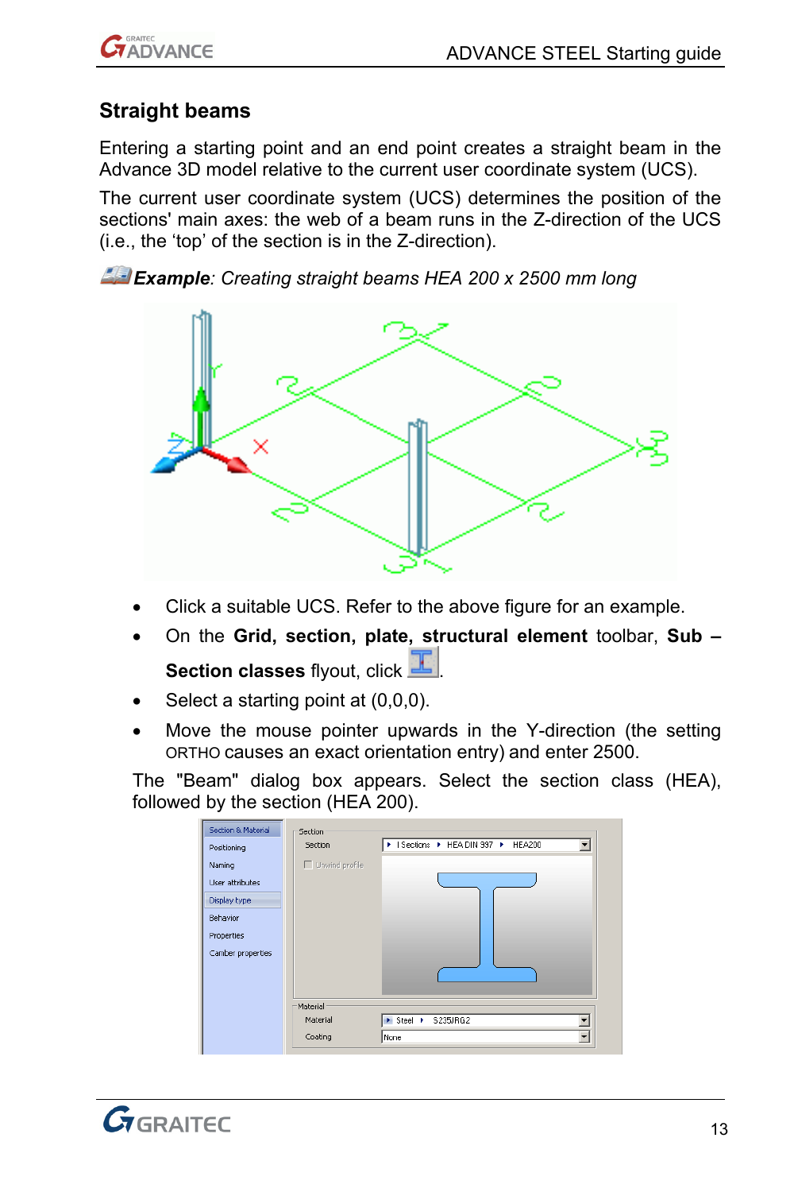## Straight beams

Entering a starting point and an end point creates a straight beam in the Advance 3D model relative to the current user coordinate system (UCS).

The current user coordinate system (UCS) determines the position of the sections' main axes: the web of a beam runs in the Z-direction of the UCS (i.e., the 'top' of the section is in the Z-direction).

***Example**: Creating straight beams HEA 200 x 2500 mm long*

- Click a suitable UCS. Refer to the above figure for an example.
- On the **Grid, section, plate, structural element** toolbar, **Sub – Section classes** flyout, click .
- Select a starting point at (0,0,0).
- Move the mouse pointer upwards in the Y-direction (the setting ORTHO causes an exact orientation entry) and enter 2500.

The "Beam" dialog box appears. Select the section class (HEA), followed by the section (HEA 200).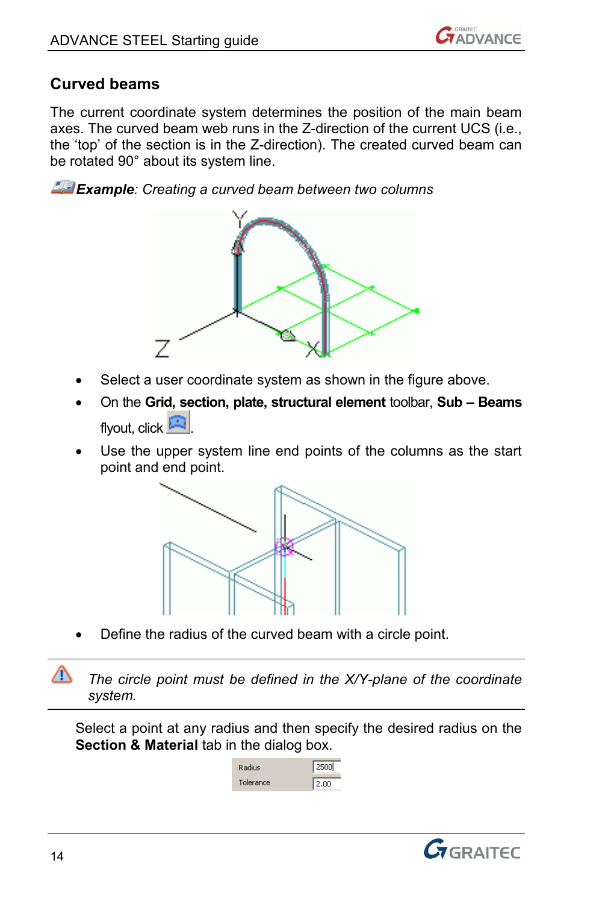## Curved beams

The current coordinate system determines the position of the main beam axes. The curved beam web runs in the Z-direction of the current UCS (i.e., the 'top' of the section is in the Z-direction). The created curved beam can be rotated 90° about its system line.

***Example**: Creating a curved beam between two columns*

- Select a user coordinate system as shown in the figure above.
- On the **Grid, section, plate, structural element** toolbar, **Sub – Beams** flyout, click .
- Use the upper system line end points of the columns as the start point and end point.
- Define the radius of the curved beam with a circle point.

*The circle point must be defined in the X/Y-plane of the coordinate system.*

Select a point at any radius and then specify the desired radius on the **Section & Material** tab in the dialog box.

| | |
|---|---|
| Radius | 2500 |
| Tolerance | 2.00 |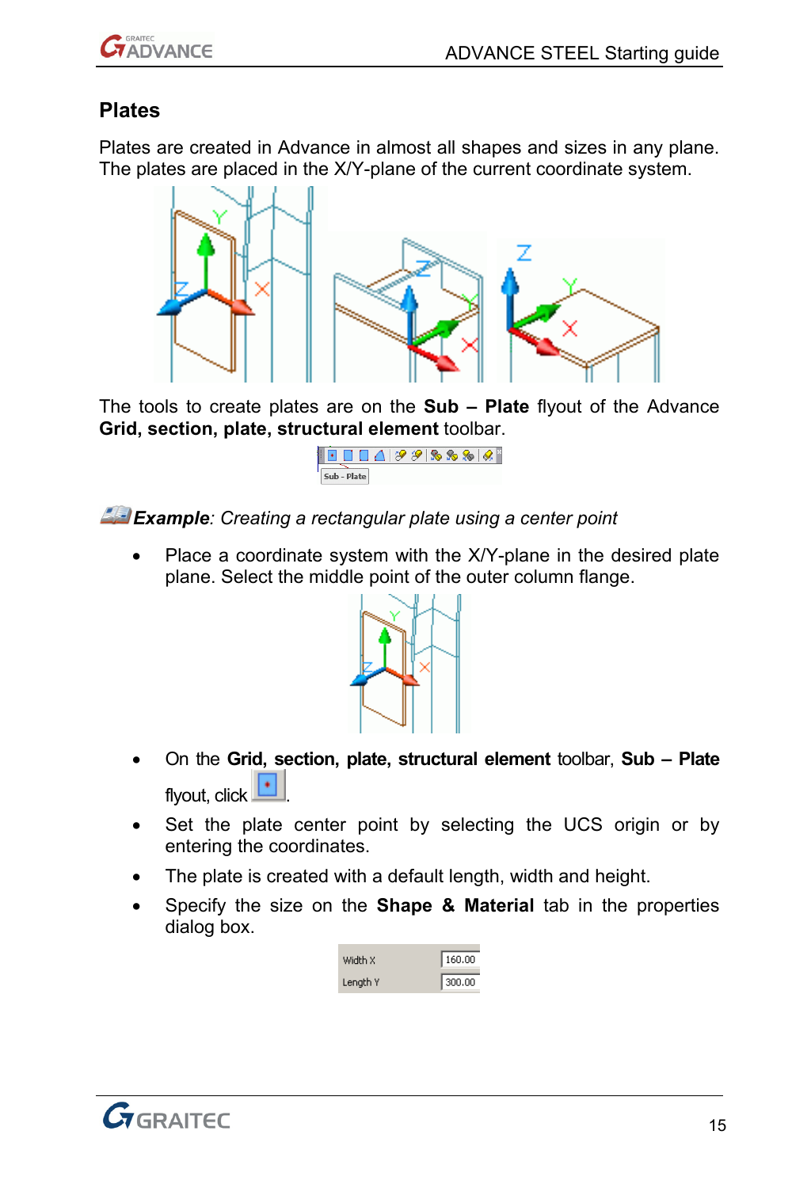## Plates

Plates are created in Advance in almost all shapes and sizes in any plane. The plates are placed in the X/Y-plane of the current coordinate system.

The tools to create plates are on the **Sub – Plate** flyout of the Advance **Grid, section, plate, structural element** toolbar.

***Example***: *Creating a rectangular plate using a center point*

- Place a coordinate system with the X/Y-plane in the desired plate plane. Select the middle point of the outer column flange.
- On the **Grid, section, plate, structural element** toolbar, **Sub – Plate** flyout, click .
- Set the plate center point by selecting the UCS origin or by entering the coordinates.
- The plate is created with a default length, width and height.
- Specify the size on the **Shape & Material** tab in the properties dialog box.

| | |
|---|---|
| Width X | 160.00 |
| Length Y | 300.00 |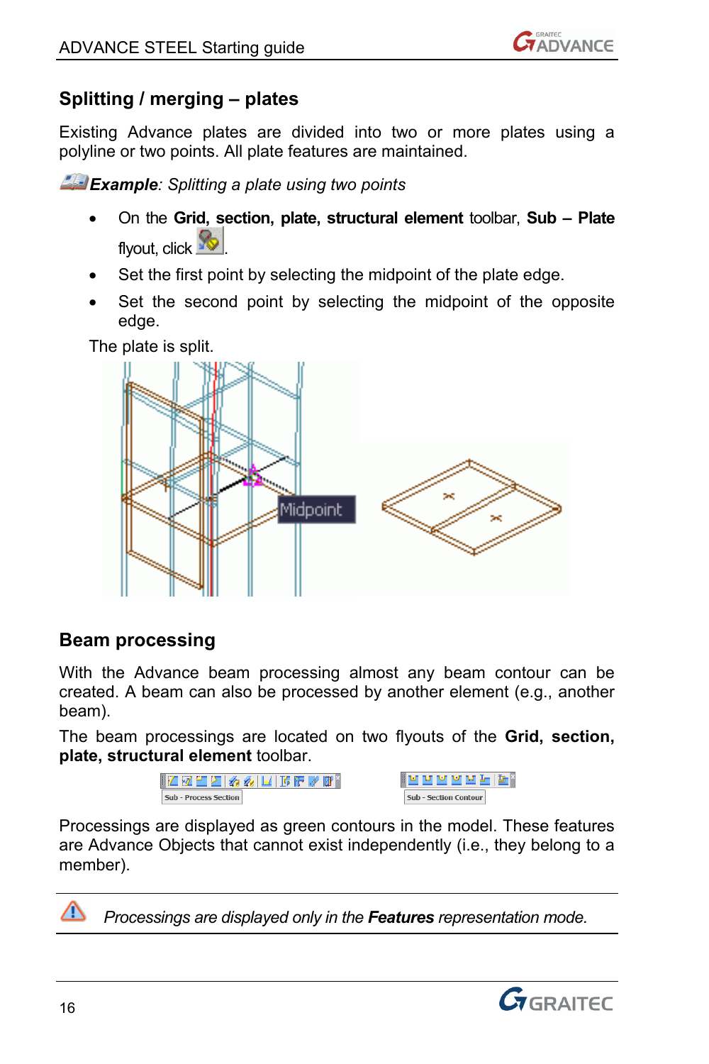## Splitting / merging – plates

Existing Advance plates are divided into two or more plates using a polyline or two points. All plate features are maintained.

***Example**: Splitting a plate using two points*

- On the **Grid, section, plate, structural element** toolbar, **Sub – Plate** flyout, click .
- Set the first point by selecting the midpoint of the plate edge.
- Set the second point by selecting the midpoint of the opposite edge.

The plate is split.

Midpoint

## Beam processing

With the Advance beam processing almost any beam contour can be created. A beam can also be processed by another element (e.g., another beam).

The beam processings are located on two flyouts of the **Grid, section, plate, structural element** toolbar.

Sub - Process Section

Sub - Section Contour

Processings are displayed as green contours in the model. These features are Advance Objects that cannot exist independently (i.e., they belong to a member).

*Processings are displayed only in the **Features** representation mode.*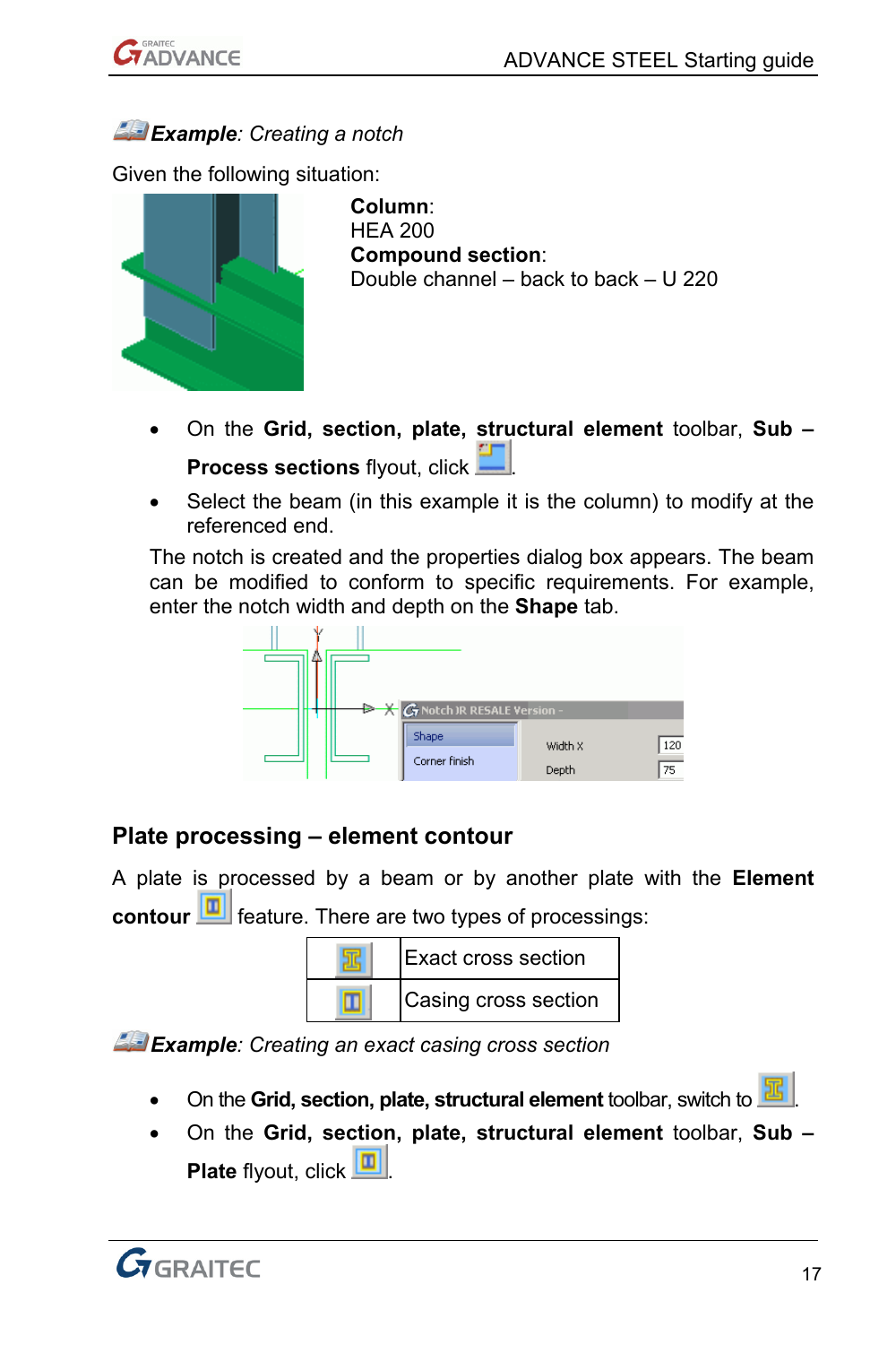***Example**: Creating a notch*

Given the following situation:

**Column**:
HEA 200
**Compound section**:
Double channel – back to back – U 220

- On the **Grid, section, plate, structural element** toolbar, **Sub – Process sections** flyout, click .
- Select the beam (in this example it is the column) to modify at the referenced end.

The notch is created and the properties dialog box appears. The beam can be modified to conform to specific requirements. For example, enter the notch width and depth on the **Shape** tab.

## Plate processing – element contour

A plate is processed by a beam or by another plate with the **Element contour** feature. There are two types of processings:

| | |
|---|---|
| | Exact cross section |
| | Casing cross section |

***Example**: Creating an exact casing cross section*

- On the **Grid, section, plate, structural element** toolbar, switch to .
- On the **Grid, section, plate, structural element** toolbar, **Sub – Plate** flyout, click .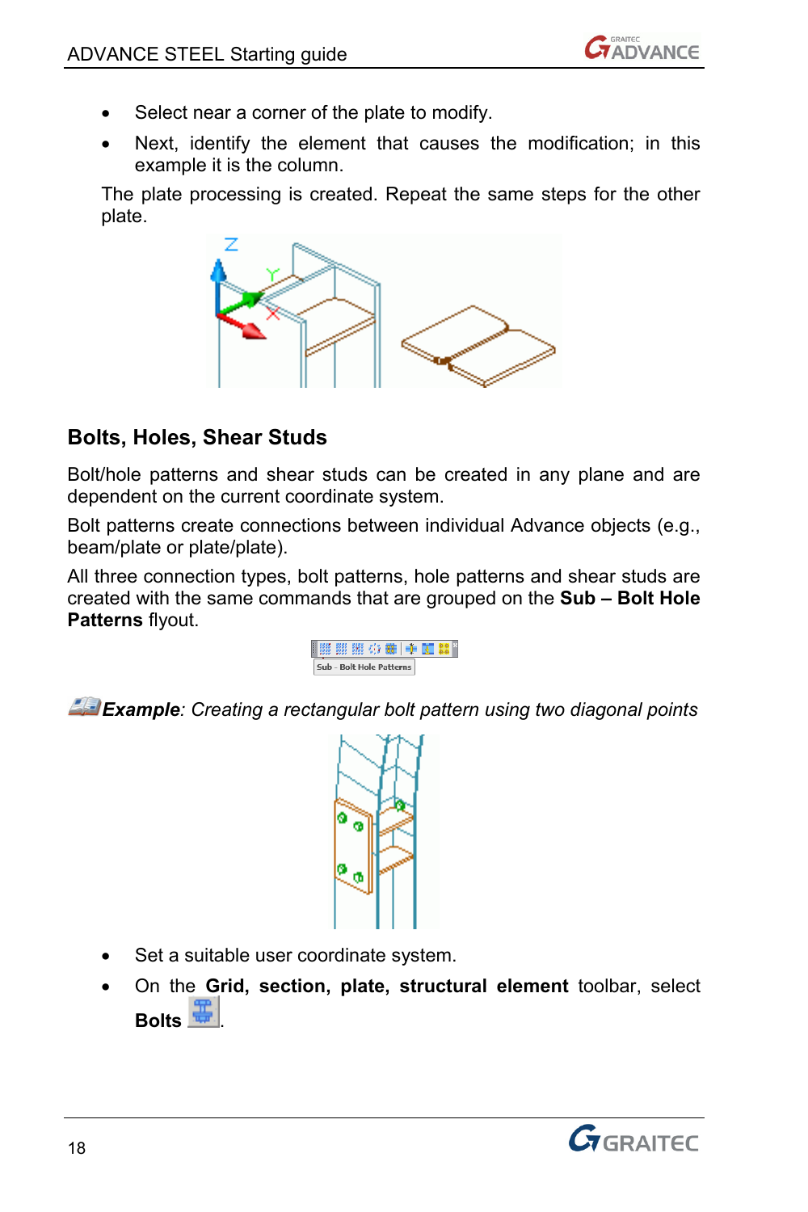- Select near a corner of the plate to modify.
- Next, identify the element that causes the modification; in this example it is the column.

The plate processing is created. Repeat the same steps for the other plate.

## Bolts, Holes, Shear Studs

Bolt/hole patterns and shear studs can be created in any plane and are dependent on the current coordinate system.

Bolt patterns create connections between individual Advance objects (e.g., beam/plate or plate/plate).

All three connection types, bolt patterns, hole patterns and shear studs are created with the same commands that are grouped on the **Sub – Bolt Hole Patterns** flyout.

***Example***: *Creating a rectangular bolt pattern using two diagonal points*

- Set a suitable user coordinate system.
- On the **Grid, section, plate, structural element** toolbar, select **Bolts** .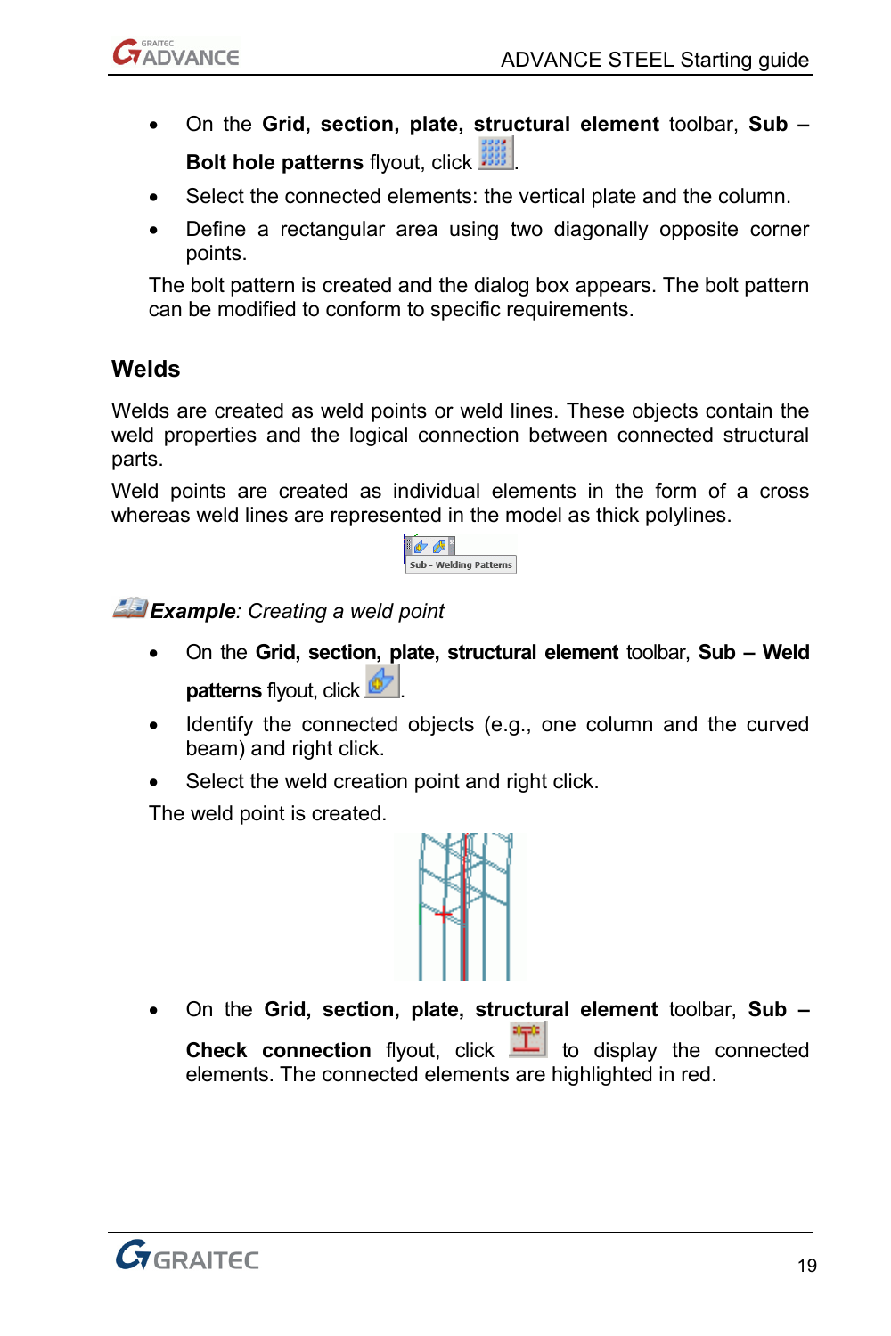- On the **Grid, section, plate, structural element** toolbar, **Sub – Bolt hole patterns** flyout, click .
- Select the connected elements: the vertical plate and the column.
- Define a rectangular area using two diagonally opposite corner points.

The bolt pattern is created and the dialog box appears. The bolt pattern can be modified to conform to specific requirements.

## Welds

Welds are created as weld points or weld lines. These objects contain the weld properties and the logical connection between connected structural parts.

Weld points are created as individual elements in the form of a cross whereas weld lines are represented in the model as thick polylines.

***Example**: Creating a weld point*

- On the **Grid, section, plate, structural element** toolbar, **Sub – Weld patterns** flyout, click .
- Identify the connected objects (e.g., one column and the curved beam) and right click.
- Select the weld creation point and right click.

The weld point is created.

- On the **Grid, section, plate, structural element** toolbar, **Sub – Check connection** flyout, click  to display the connected elements. The connected elements are highlighted in red.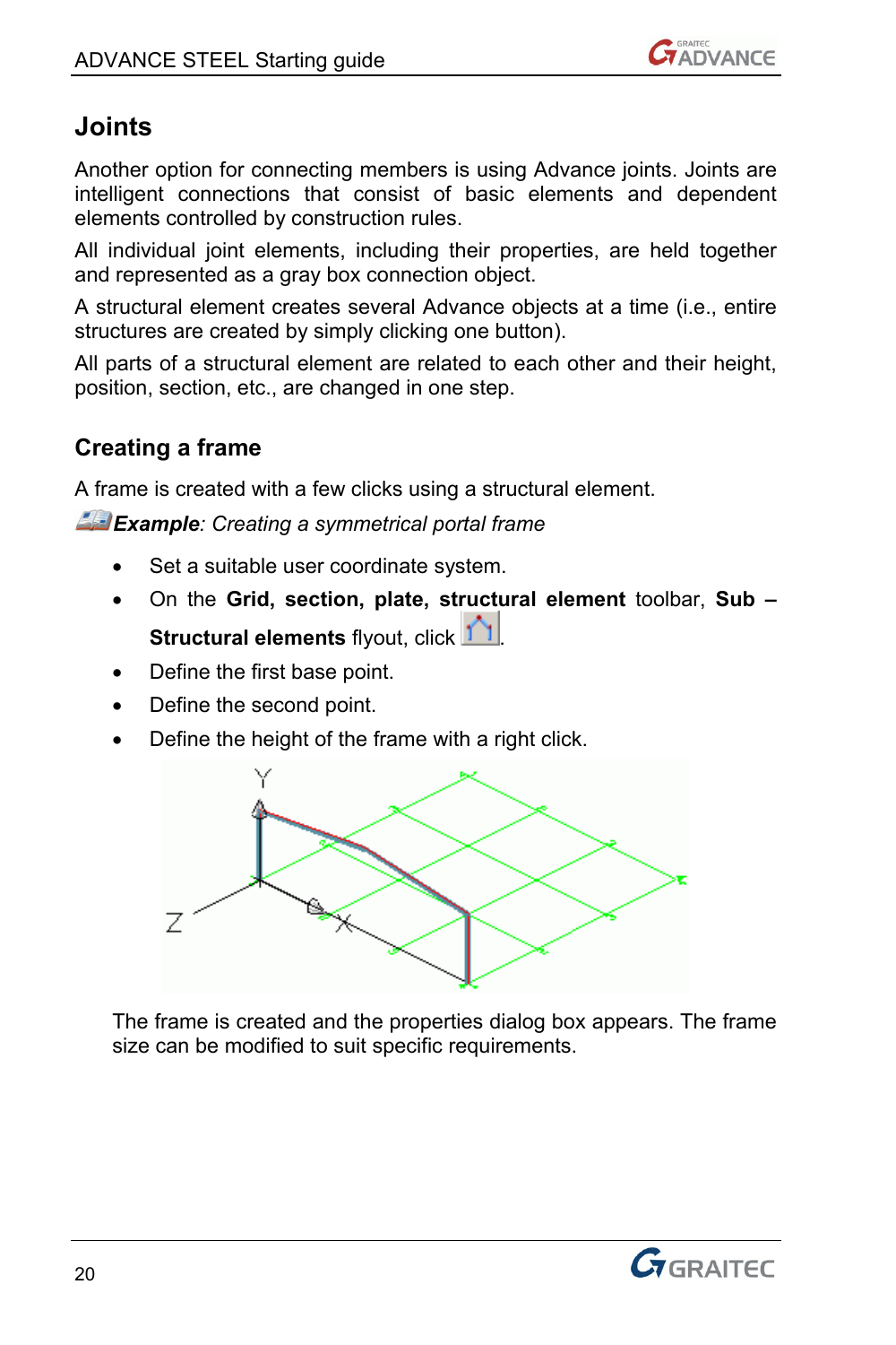## Joints

Another option for connecting members is using Advance joints. Joints are intelligent connections that consist of basic elements and dependent elements controlled by construction rules.

All individual joint elements, including their properties, are held together and represented as a gray box connection object.

A structural element creates several Advance objects at a time (i.e., entire structures are created by simply clicking one button).

All parts of a structural element are related to each other and their height, position, section, etc., are changed in one step.

### Creating a frame

A frame is created with a few clicks using a structural element.

***Example**: Creating a symmetrical portal frame*

- Set a suitable user coordinate system.
- On the **Grid, section, plate, structural element** toolbar, **Sub – Structural elements** flyout, click .
- Define the first base point.
- Define the second point.
- Define the height of the frame with a right click.

Y

Z

X

The frame is created and the properties dialog box appears. The frame size can be modified to suit specific requirements.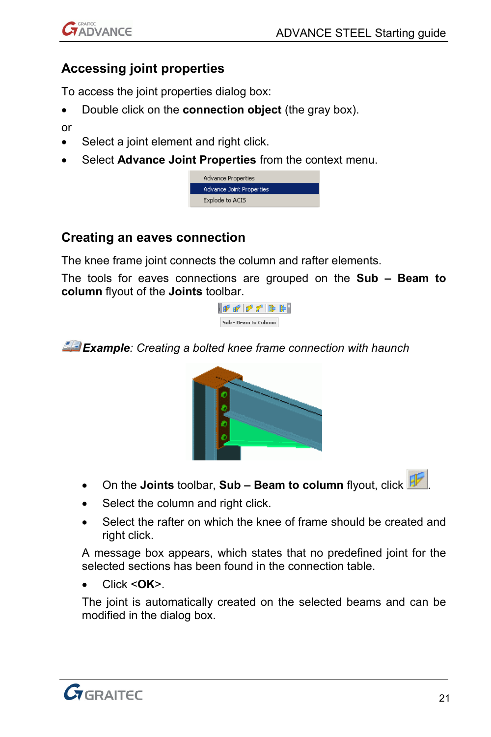## Accessing joint properties

To access the joint properties dialog box:

- Double click on the **connection object** (the gray box).

or

- Select a joint element and right click.
- Select **Advance Joint Properties** from the context menu.

## Creating an eaves connection

The knee frame joint connects the column and rafter elements.

The tools for eaves connections are grouped on the **Sub – Beam to column** flyout of the **Joints** toolbar.

***Example**: Creating a bolted knee frame connection with haunch*

- On the **Joints** toolbar, **Sub – Beam to column** flyout, click .
- Select the column and right click.
- Select the rafter on which the knee of frame should be created and right click.

A message box appears, which states that no predefined joint for the selected sections has been found in the connection table.

- Click <**OK**>.

The joint is automatically created on the selected beams and can be modified in the dialog box.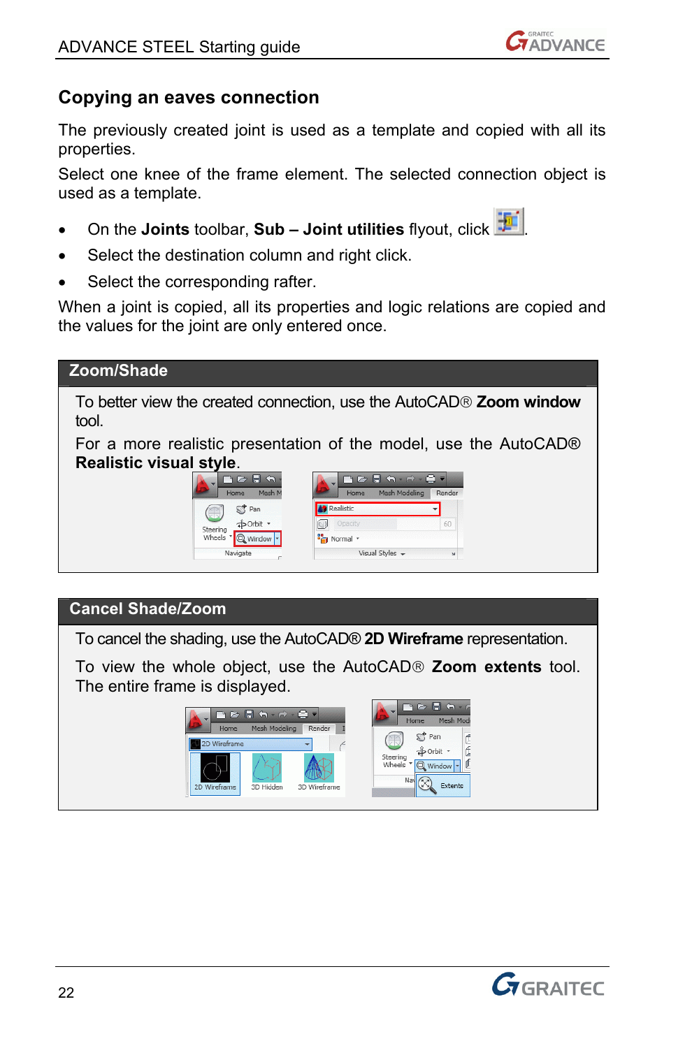## Copying an eaves connection

The previously created joint is used as a template and copied with all its properties.

Select one knee of the frame element. The selected connection object is used as a template.

- On the **Joints** toolbar, **Sub – Joint utilities** flyout, click .
- Select the destination column and right click.
- Select the corresponding rafter.

When a joint is copied, all its properties and logic relations are copied and the values for the joint are only entered once.

### Zoom/Shade

To better view the created connection, use the AutoCAD® **Zoom window** tool.

For a more realistic presentation of the model, use the AutoCAD® **Realistic visual style**.

### Cancel Shade/Zoom

To cancel the shading, use the AutoCAD® **2D Wireframe** representation.

To view the whole object, use the AutoCAD® **Zoom extents** tool. The entire frame is displayed.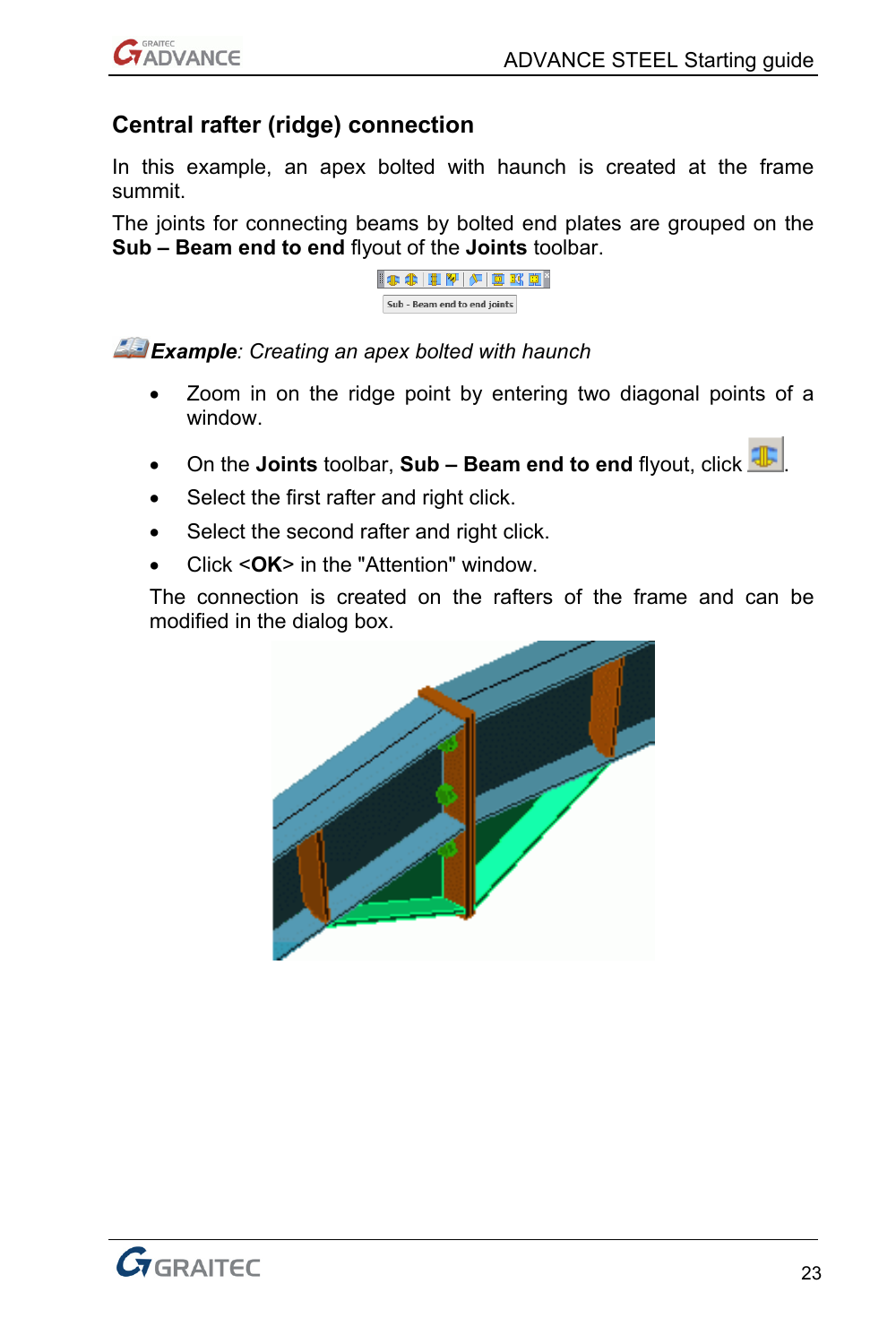## Central rafter (ridge) connection

In this example, an apex bolted with haunch is created at the frame summit.

The joints for connecting beams by bolted end plates are grouped on the **Sub – Beam end to end** flyout of the **Joints** toolbar.

Sub - Beam end to end joints

***Example***: *Creating an apex bolted with haunch*

- Zoom in on the ridge point by entering two diagonal points of a window.
- On the **Joints** toolbar, **Sub – Beam end to end** flyout, click .
- Select the first rafter and right click.
- Select the second rafter and right click.
- Click <**OK**> in the "Attention" window.

The connection is created on the rafters of the frame and can be modified in the dialog box.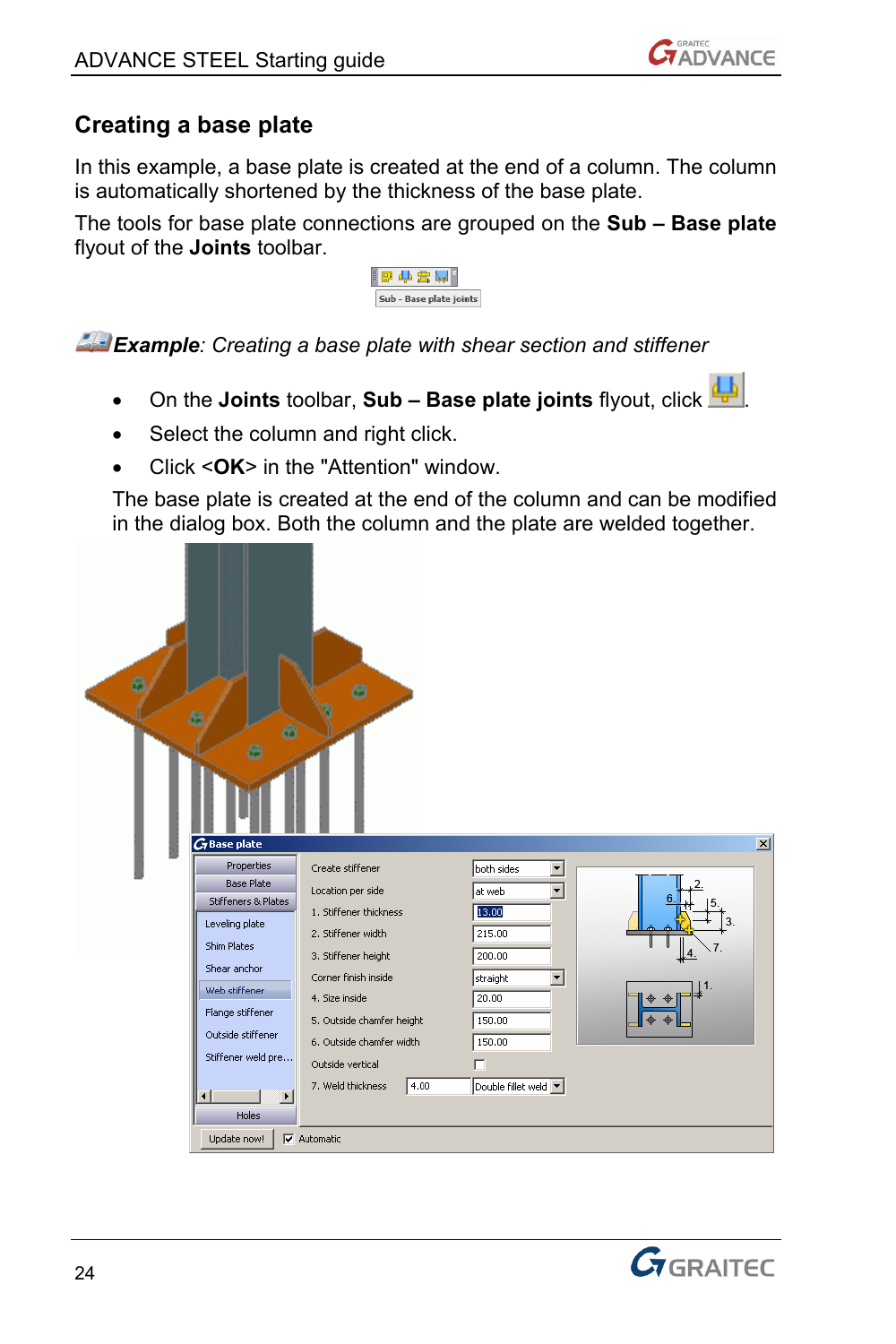## Creating a base plate

In this example, a base plate is created at the end of a column. The column is automatically shortened by the thickness of the base plate.

The tools for base plate connections are grouped on the **Sub – Base plate** flyout of the **Joints** toolbar.

***Example**: Creating a base plate with shear section and stiffener*

- On the **Joints** toolbar, **Sub – Base plate joints** flyout, click .
- Select the column and right click.
- Click <**OK**> in the "Attention" window.

The base plate is created at the end of the column and can be modified in the dialog box. Both the column and the plate are welded together.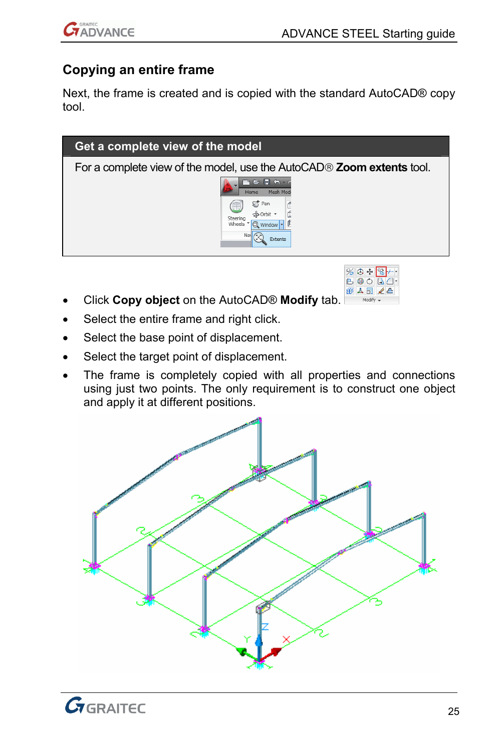## Copying an entire frame

Next, the frame is created and is copied with the standard AutoCAD® copy tool.

### Get a complete view of the model

For a complete view of the model, use the AutoCAD® **Zoom extents** tool.

- Click **Copy object** on the AutoCAD® **Modify** tab.
- Select the entire frame and right click.
- Select the base point of displacement.
- Select the target point of displacement.
- The frame is completely copied with all properties and connections using just two points. The only requirement is to construct one object and apply it at different positions.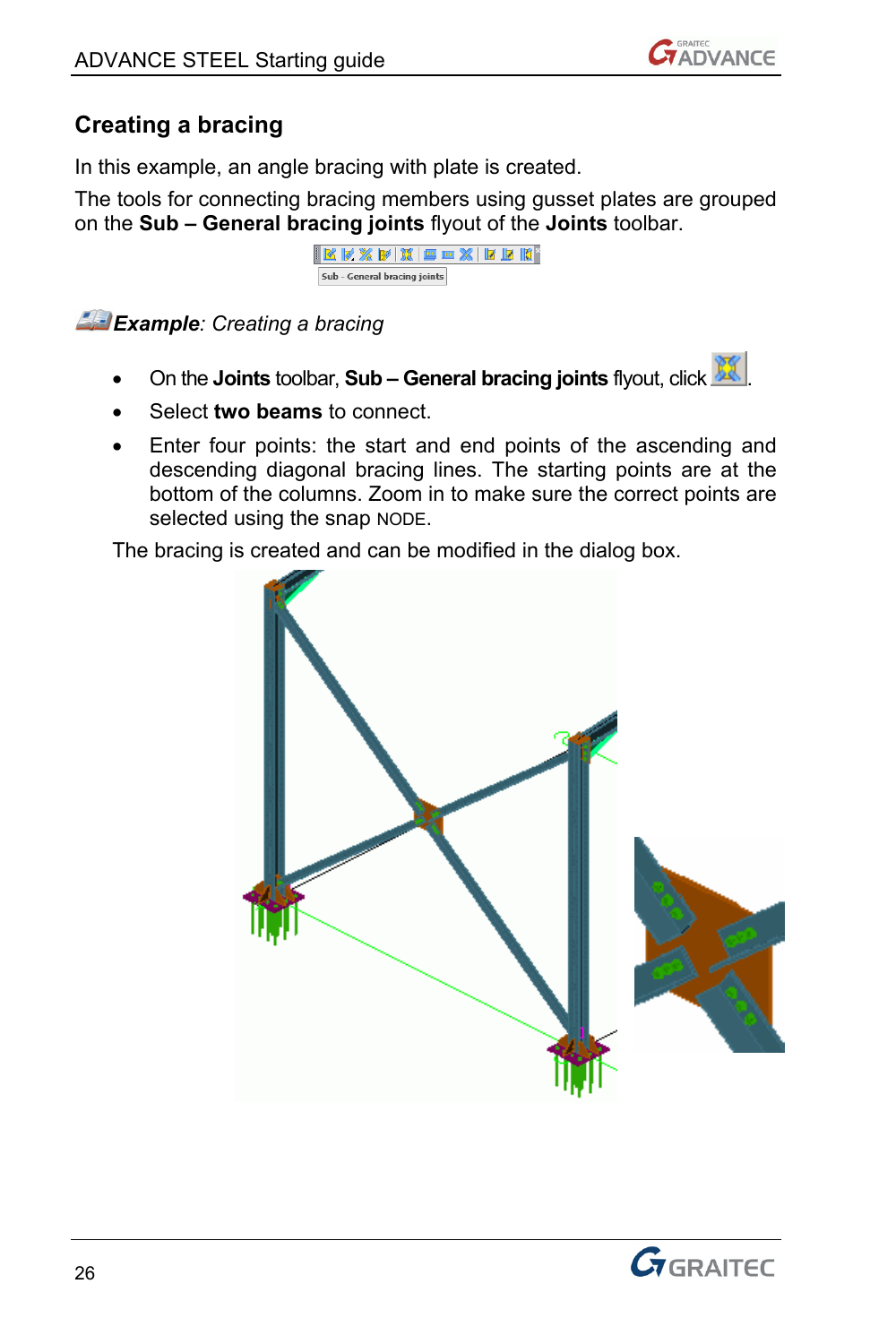## Creating a bracing

In this example, an angle bracing with plate is created.

The tools for connecting bracing members using gusset plates are grouped on the **Sub – General bracing joints** flyout of the **Joints** toolbar.

***Example**: Creating a bracing*

- On the **Joints** toolbar, **Sub – General bracing joints** flyout, click .
- Select **two beams** to connect.
- Enter four points: the start and end points of the ascending and descending diagonal bracing lines. The starting points are at the bottom of the columns. Zoom in to make sure the correct points are selected using the snap NODE.

The bracing is created and can be modified in the dialog box.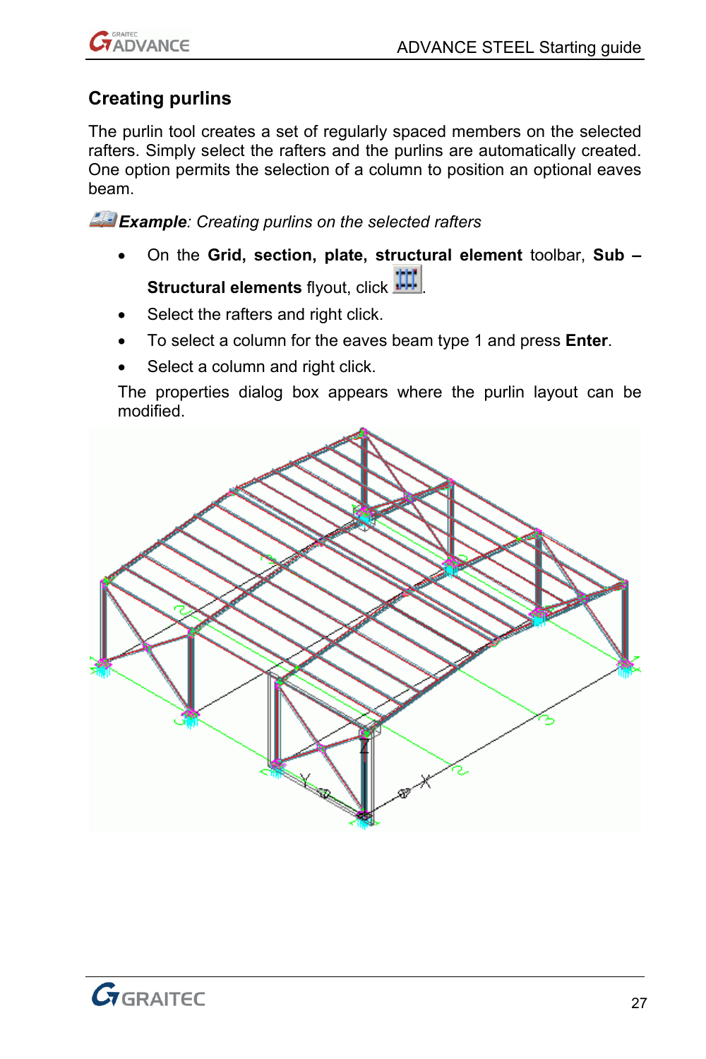## Creating purlins

The purlin tool creates a set of regularly spaced members on the selected rafters. Simply select the rafters and the purlins are automatically created. One option permits the selection of a column to position an optional eaves beam.

***Example**: Creating purlins on the selected rafters*

- On the **Grid, section, plate, structural element** toolbar, **Sub – Structural elements** flyout, click .
- Select the rafters and right click.
- To select a column for the eaves beam type 1 and press **Enter**.
- Select a column and right click.

The properties dialog box appears where the purlin layout can be modified.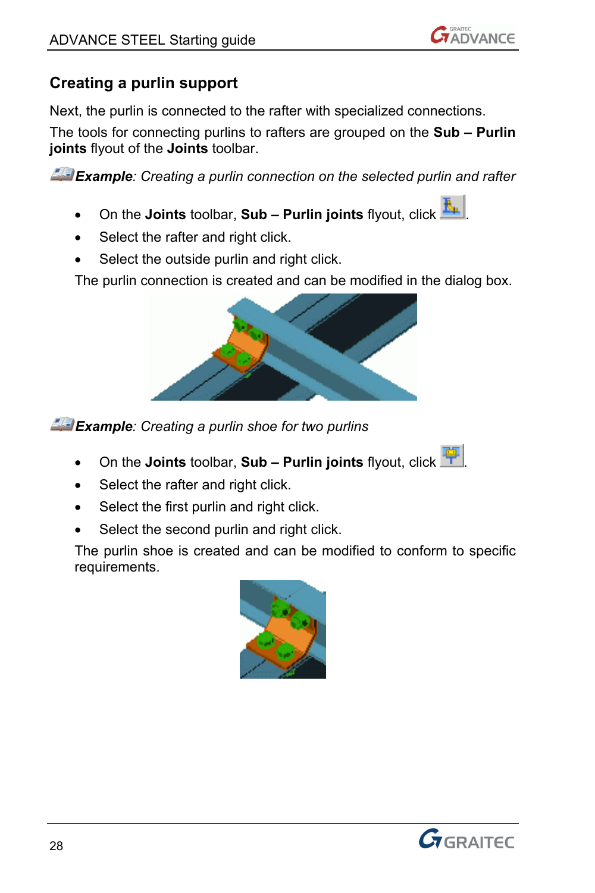## Creating a purlin support

Next, the purlin is connected to the rafter with specialized connections.

The tools for connecting purlins to rafters are grouped on the **Sub – Purlin joints** flyout of the **Joints** toolbar.

***Example**: Creating a purlin connection on the selected purlin and rafter*

- On the **Joints** toolbar, **Sub – Purlin joints** flyout, click .
- Select the rafter and right click.
- Select the outside purlin and right click.

The purlin connection is created and can be modified in the dialog box.

***Example**: Creating a purlin shoe for two purlins*

- On the **Joints** toolbar, **Sub – Purlin joints** flyout, click .
- Select the rafter and right click.
- Select the first purlin and right click.
- Select the second purlin and right click.

The purlin shoe is created and can be modified to conform to specific requirements.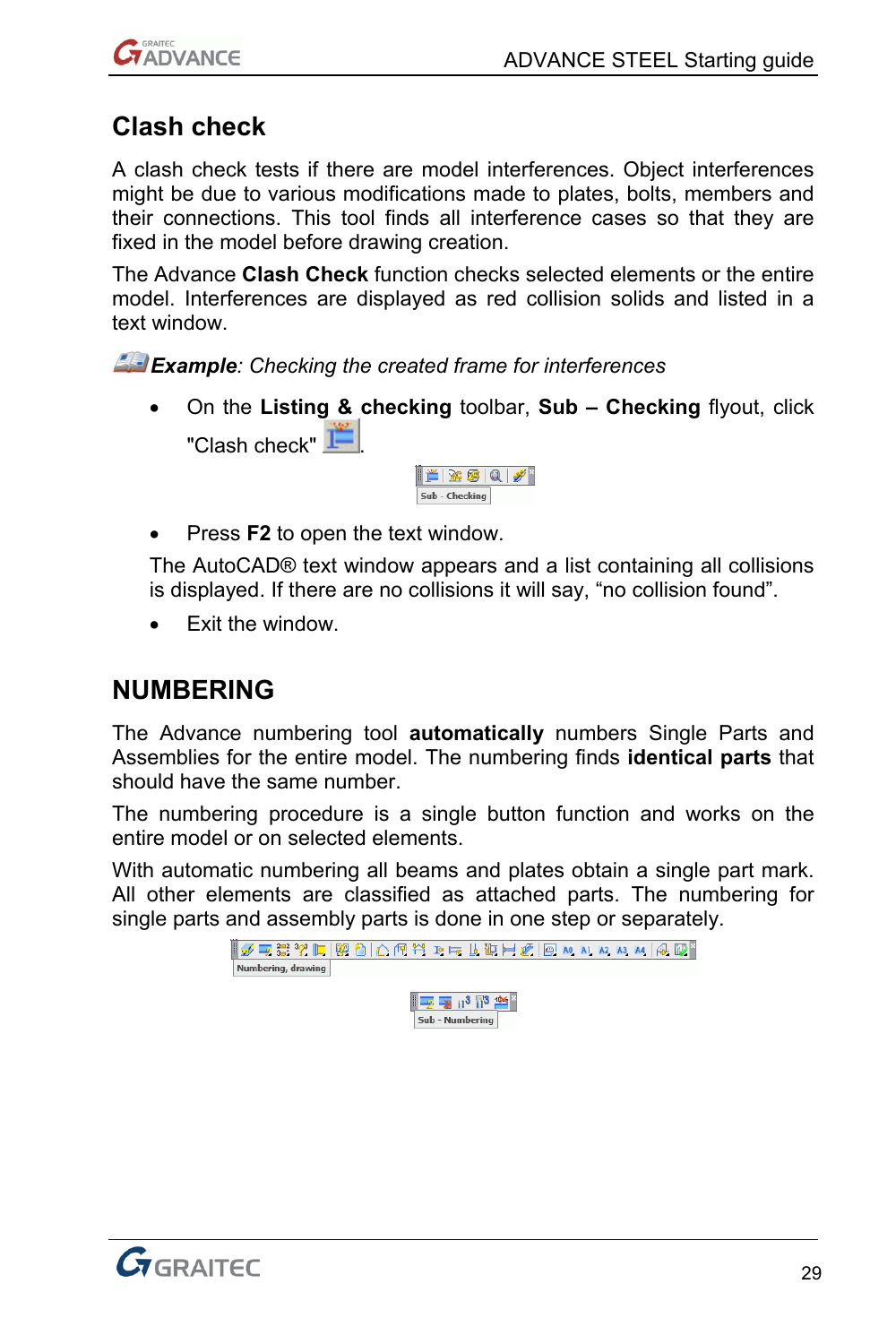## Clash check

A clash check tests if there are model interferences. Object interferences might be due to various modifications made to plates, bolts, members and their connections. This tool finds all interference cases so that they are fixed in the model before drawing creation.

The Advance **Clash Check** function checks selected elements or the entire model. Interferences are displayed as red collision solids and listed in a text window.

***Example**: Checking the created frame for interferences*

- On the **Listing & checking** toolbar, **Sub – Checking** flyout, click "Clash check" .

Sub - Checking

- Press **F2** to open the text window.

  The AutoCAD® text window appears and a list containing all collisions is displayed. If there are no collisions it will say, “no collision found”.

- Exit the window.

## NUMBERING

The Advance numbering tool **automatically** numbers Single Parts and Assemblies for the entire model. The numbering finds **identical parts** that should have the same number.

The numbering procedure is a single button function and works on the entire model or on selected elements.

With automatic numbering all beams and plates obtain a single part mark. All other elements are classified as attached parts. The numbering for single parts and assembly parts is done in one step or separately.

Numbering, drawing

Sub - Numbering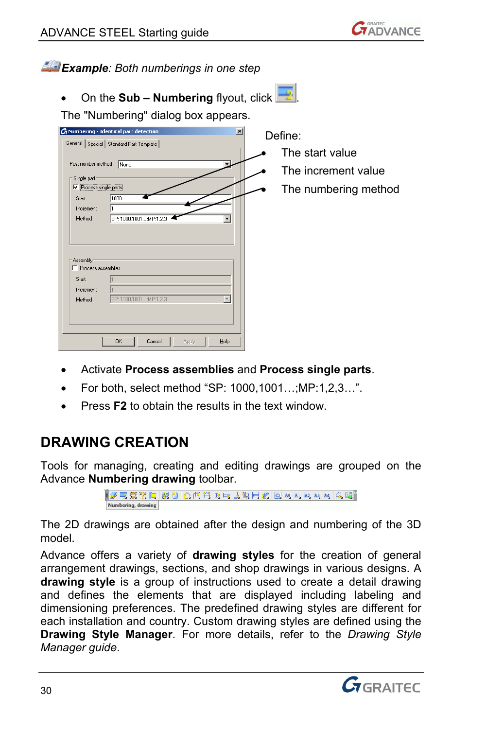***Example**: Both numberings in one step*

- On the **Sub – Numbering** flyout, click .

The "Numbering" dialog box appears.

Define:

- The start value
- The increment value
- The numbering method

- Activate **Process assemblies** and **Process single parts**.
- For both, select method “SP: 1000,1001…;MP:1,2,3…”.
- Press **F2** to obtain the results in the text window.

## DRAWING CREATION

Tools for managing, creating and editing drawings are grouped on the Advance **Numbering drawing** toolbar.

The 2D drawings are obtained after the design and numbering of the 3D model.

Advance offers a variety of **drawing styles** for the creation of general arrangement drawings, sections, and shop drawings in various designs. A **drawing style** is a group of instructions used to create a detail drawing and defines the elements that are displayed including labeling and dimensioning preferences. The predefined drawing styles are different for each installation and country. Custom drawing styles are defined using the **Drawing Style Manager**. For more details, refer to the *Drawing Style Manager guide*.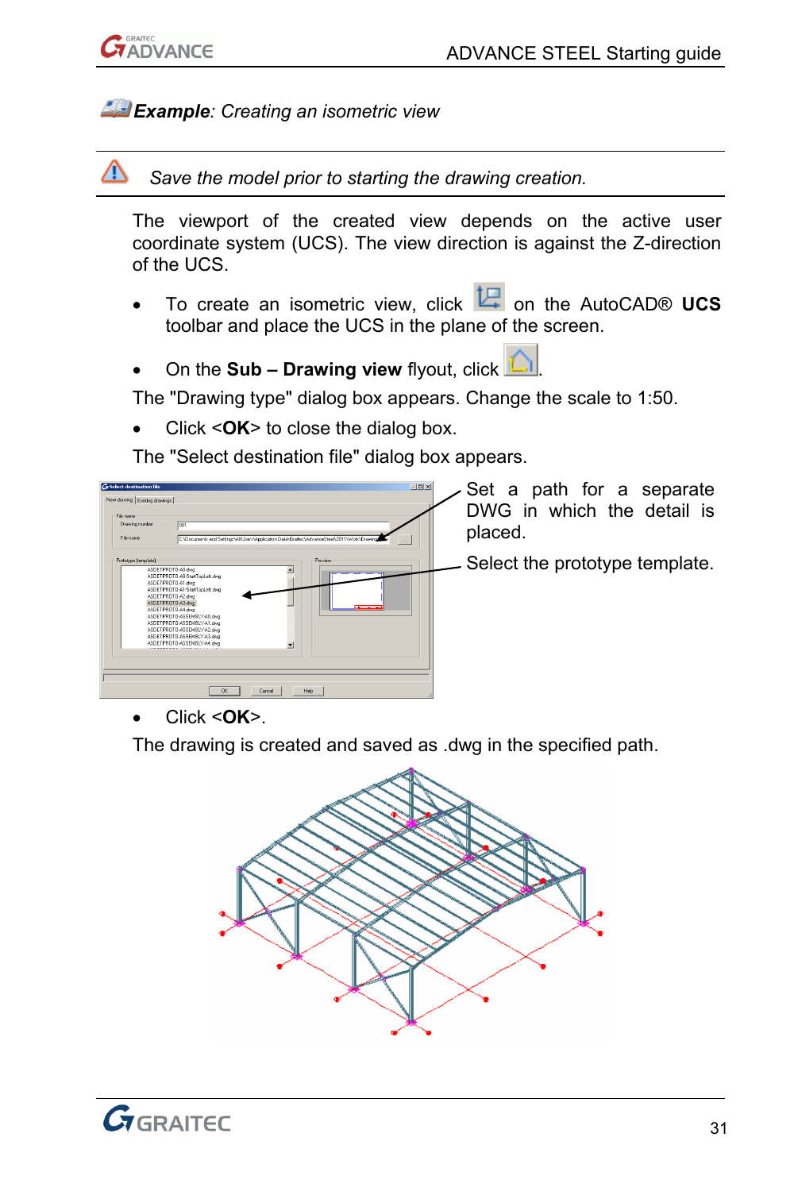***Example**: Creating an isometric view*

*Save the model prior to starting the drawing creation.*

The viewport of the created view depends on the active user coordinate system (UCS). The view direction is against the Z-direction of the UCS.

- To create an isometric view, click on the AutoCAD® **UCS** toolbar and place the UCS in the plane of the screen.
- On the **Sub – Drawing view** flyout, click .

The "Drawing type" dialog box appears. Change the scale to 1:50.

- Click <**OK**> to close the dialog box.

The "Select destination file" dialog box appears.

Set a path for a separate DWG in which the detail is placed.

Select the prototype template.

- Click <**OK**>.

The drawing is created and saved as .dwg in the specified path.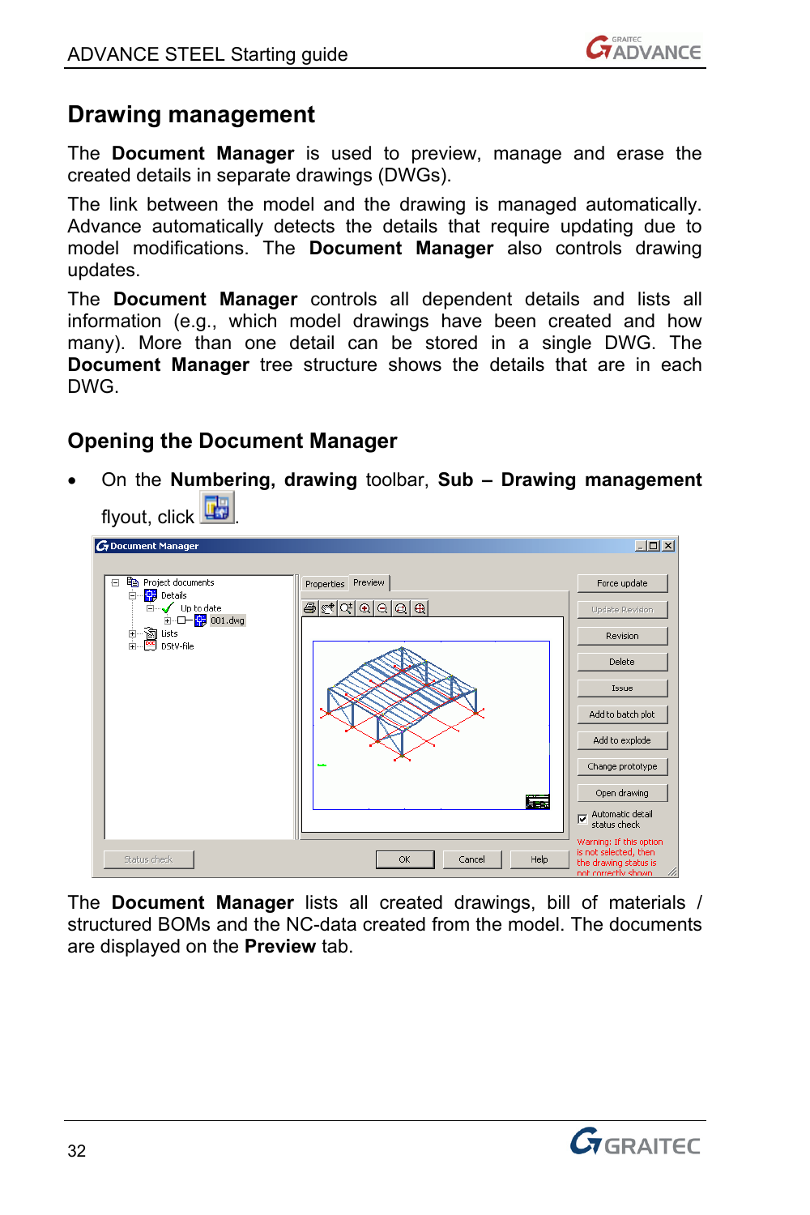# Drawing management

The **Document Manager** is used to preview, manage and erase the created details in separate drawings (DWGs).

The link between the model and the drawing is managed automatically. Advance automatically detects the details that require updating due to model modifications. The **Document Manager** also controls drawing updates.

The **Document Manager** controls all dependent details and lists all information (e.g., which model drawings have been created and how many). More than one detail can be stored in a single DWG. The **Document Manager** tree structure shows the details that are in each DWG.

## Opening the Document Manager

- On the **Numbering, drawing** toolbar, **Sub – Drawing management** flyout, click .

The **Document Manager** lists all created drawings, bill of materials / structured BOMs and the NC-data created from the model. The documents are displayed on the **Preview** tab.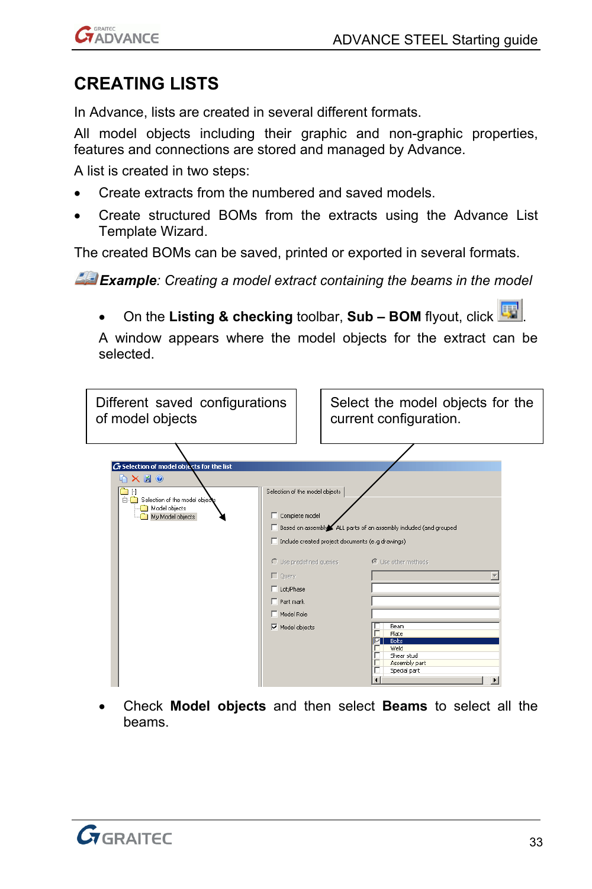# CREATING LISTS

In Advance, lists are created in several different formats.

All model objects including their graphic and non-graphic properties, features and connections are stored and managed by Advance.

A list is created in two steps:

- Create extracts from the numbered and saved models.
- Create structured BOMs from the extracts using the Advance List Template Wizard.

The created BOMs can be saved, printed or exported in several formats.

***Example**: Creating a model extract containing the beams in the model*

- On the **Listing & checking** toolbar, **Sub – BOM** flyout, click .

A window appears where the model objects for the extract can be selected.

Different saved configurations of model objects

Select the model objects for the current configuration.

- Check **Model objects** and then select **Beams** to select all the beams.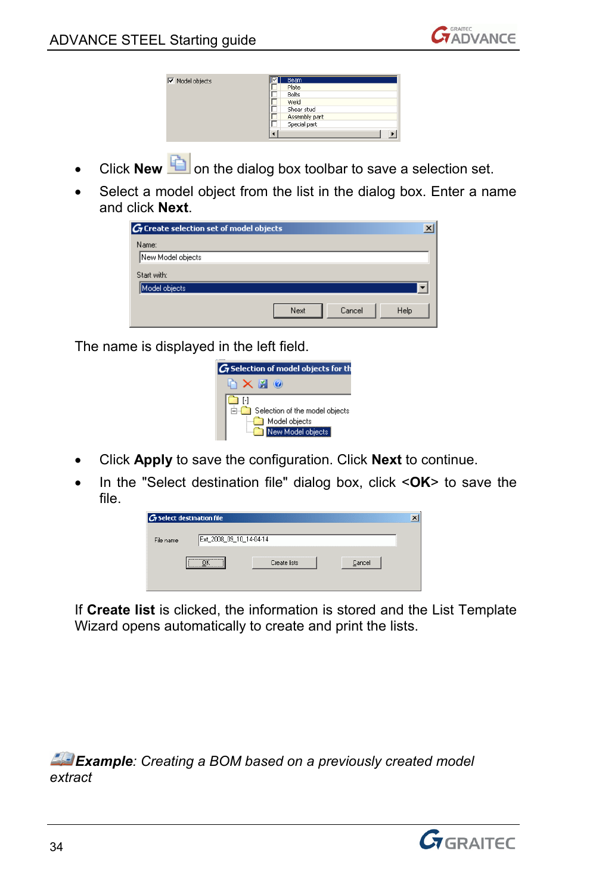- Click **New** on the dialog box toolbar to save a selection set.
- Select a model object from the list in the dialog box. Enter a name and click **Next**.

The name is displayed in the left field.

- Click **Apply** to save the configuration. Click **Next** to continue.
- In the "Select destination file" dialog box, click <**OK**> to save the file.

If **Create list** is clicked, the information is stored and the List Template Wizard opens automatically to create and print the lists.

***Example**: Creating a BOM based on a previously created model extract*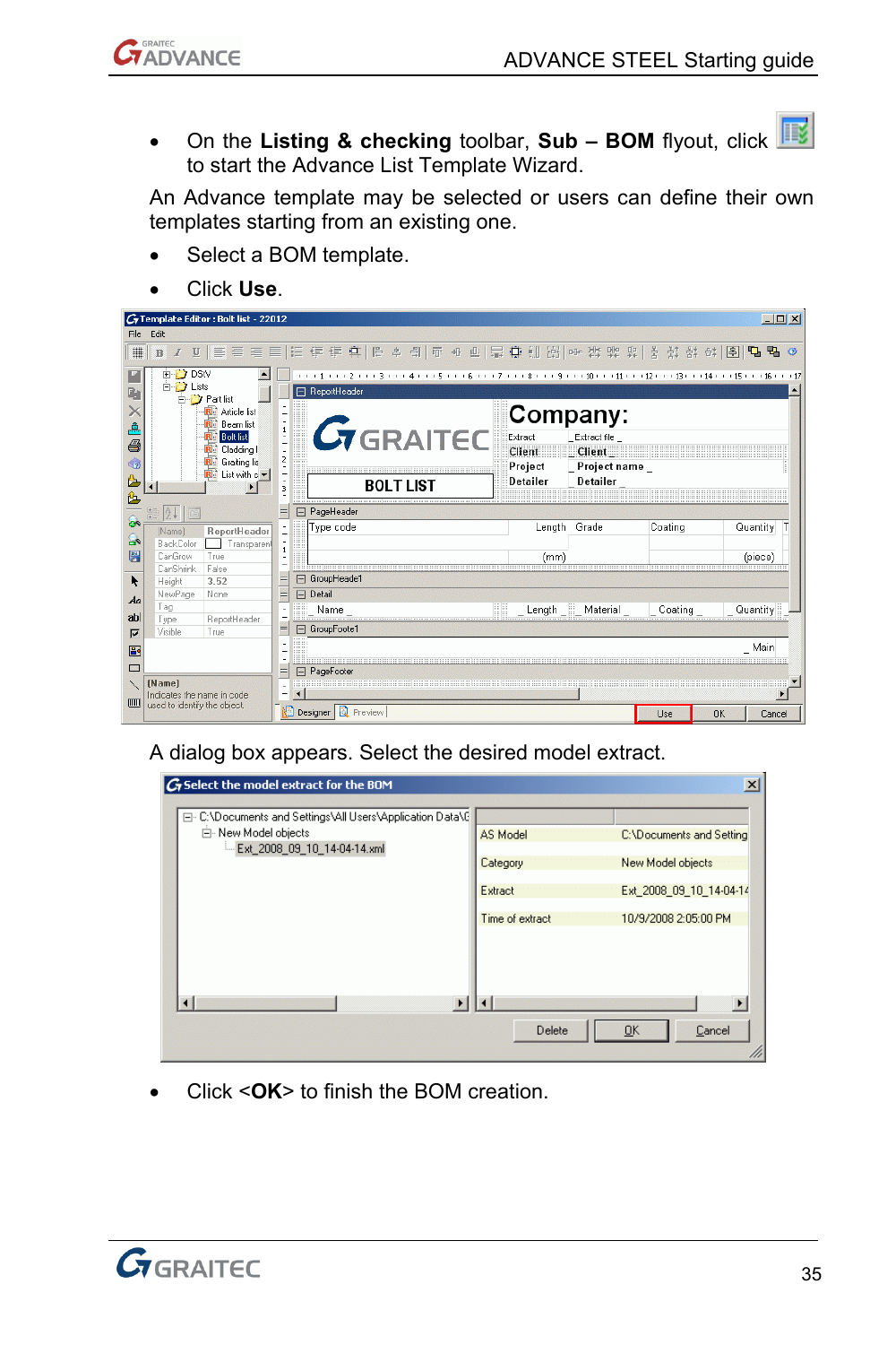- On the **Listing & checking** toolbar, **Sub – BOM** flyout, click to start the Advance List Template Wizard.

An Advance template may be selected or users can define their own templates starting from an existing one.

- Select a BOM template.
- Click **Use**.

A dialog box appears. Select the desired model extract.

- Click <**OK**> to finish the BOM creation.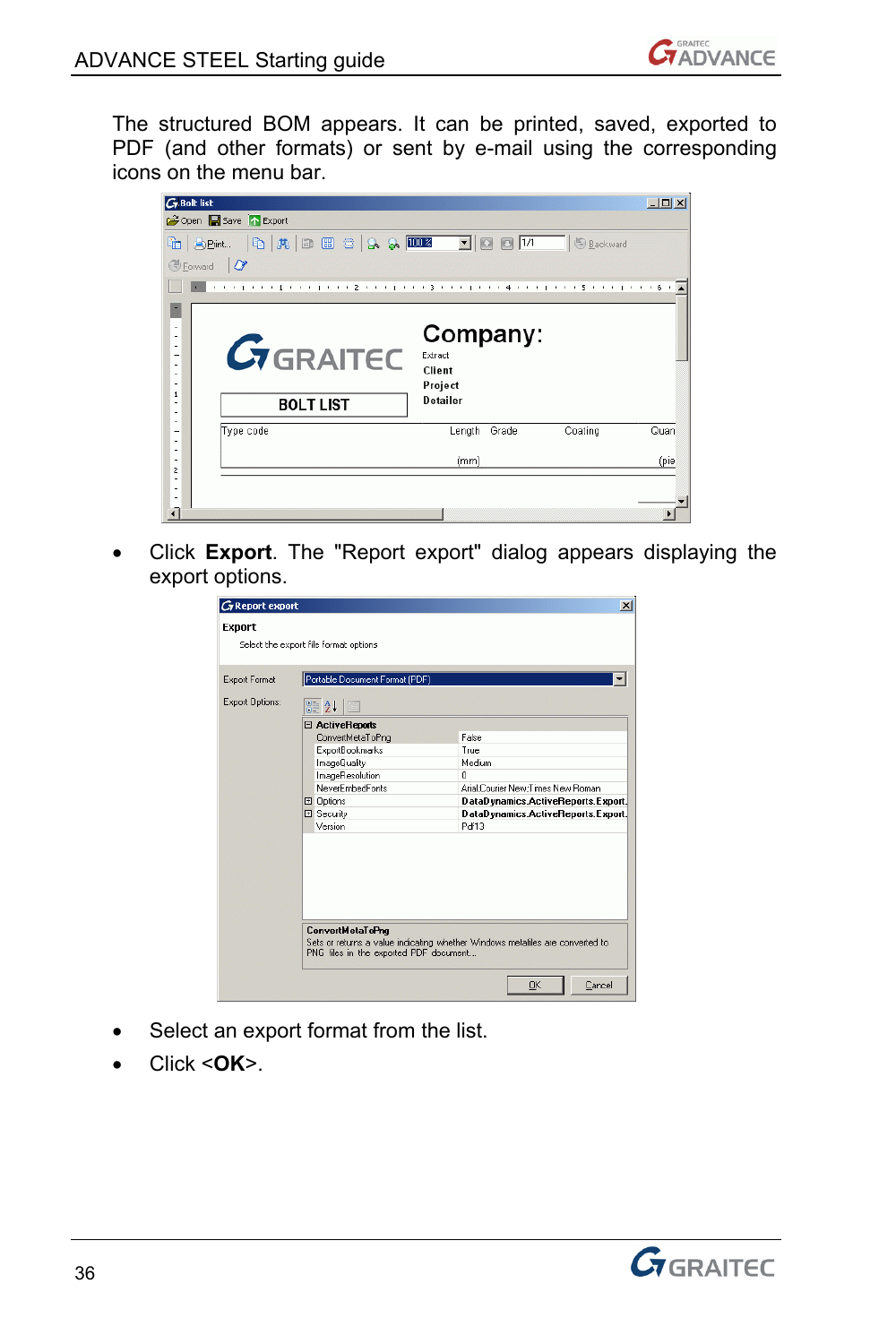The structured BOM appears. It can be printed, saved, exported to PDF (and other formats) or sent by e-mail using the corresponding icons on the menu bar.

- Click **Export**. The "Report export" dialog appears displaying the export options.

- Select an export format from the list.
- Click <**OK**>.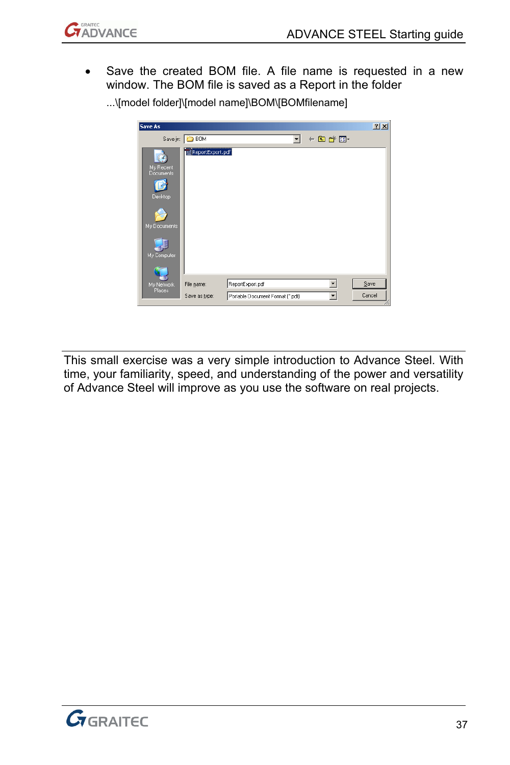- Save the created BOM file. A file name is requested in a new window. The BOM file is saved as a Report in the folder

  ...\[model folder]\[model name]\BOM\[BOMfilename]

---

This small exercise was a very simple introduction to Advance Steel. With time, your familiarity, speed, and understanding of the power and versatility of Advance Steel will improve as you use the software on real projects.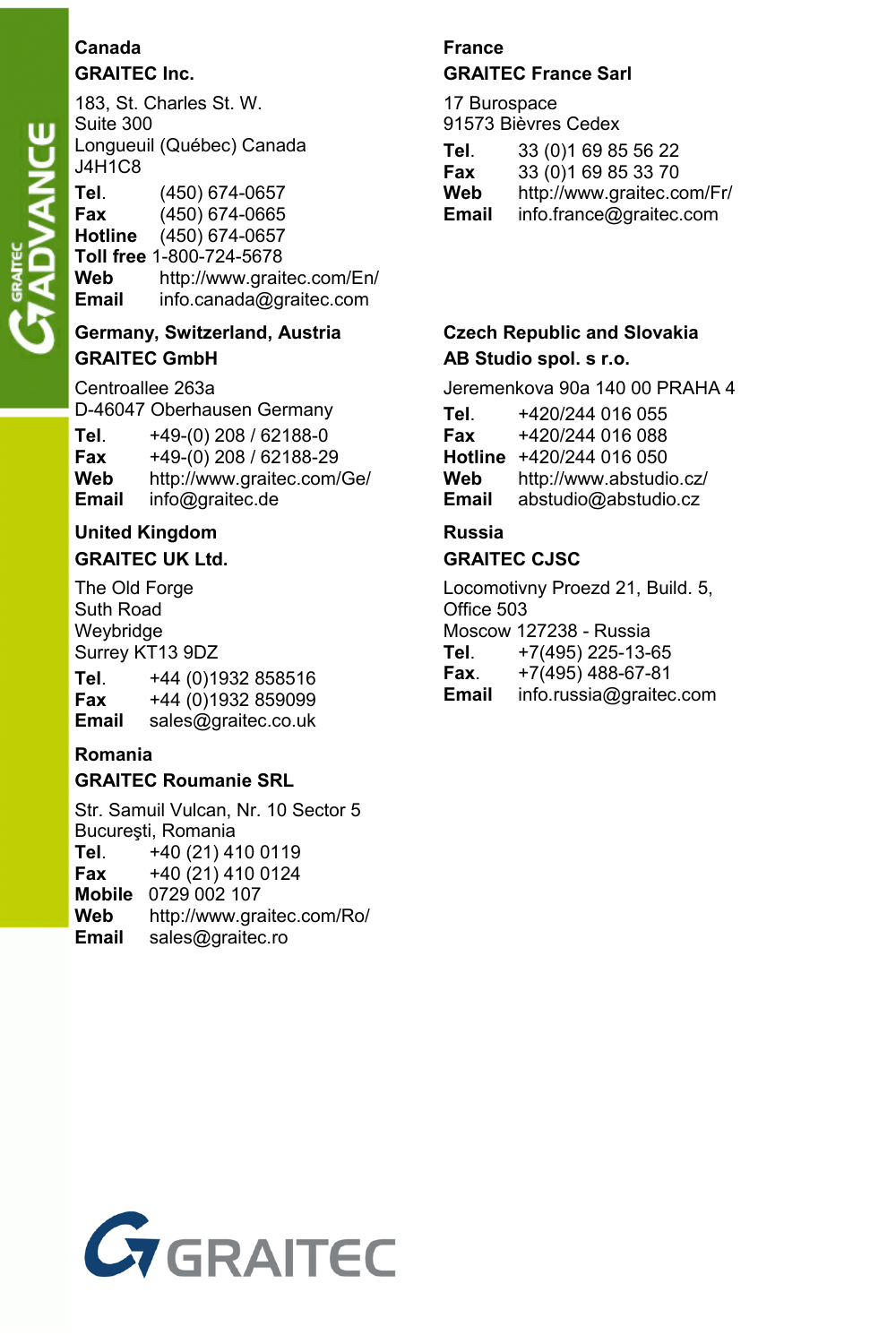**Canada**

**GRAITEC Inc.**

183, St. Charles St. W.
Suite 300
Longueuil (Québec) Canada
J4H1C8

**Tel**. (450) 674-0657
**Fax** (450) 674-0665
**Hotline** (450) 674-0657
**Toll free** 1-800-724-5678
**Web** http://www.graitec.com/En/
**Email** info.canada@graitec.com

**Germany, Switzerland, Austria**

**GRAITEC GmbH**

Centroallee 263a
D-46047 Oberhausen Germany

**Tel**. +49-(0) 208 / 62188-0
**Fax** +49-(0) 208 / 62188-29
**Web** http://www.graitec.com/Ge/
**Email** info@graitec.de

**United Kingdom**

**GRAITEC UK Ltd.**

The Old Forge
Suth Road
Weybridge
Surrey KT13 9DZ

**Tel**. +44 (0)1932 858516
**Fax** +44 (0)1932 859099
**Email** sales@graitec.co.uk

**Romania**

**GRAITEC Roumanie SRL**

Str. Samuil Vulcan, Nr. 10 Sector 5
Bucureşti, Romania
**Tel**. +40 (21) 410 0119
**Fax** +40 (21) 410 0124
**Mobile** 0729 002 107
**Web** http://www.graitec.com/Ro/
**Email** sales@graitec.ro

**France**

**GRAITEC France Sarl**

17 Burospace
91573 Bièvres Cedex

**Tel**. 33 (0)1 69 85 56 22
**Fax** 33 (0)1 69 85 33 70
**Web** http://www.graitec.com/Fr/
**Email** info.france@graitec.com

**Czech Republic and Slovakia**

**AB Studio spol. s r.o.**

Jeremenkova 90a 140 00 PRAHA 4

**Tel**. +420/244 016 055
**Fax** +420/244 016 088
**Hotline** +420/244 016 050
**Web** http://www.abstudio.cz/
**Email** abstudio@abstudio.cz

**Russia**

**GRAITEC CJSC**

Locomotivny Proezd 21, Build. 5,
Office 503
Moscow 127238 - Russia
**Tel**. +7(495) 225-13-65
**Fax**. +7(495) 488-67-81
**Email** info.russia@graitec.com

GRAITEC